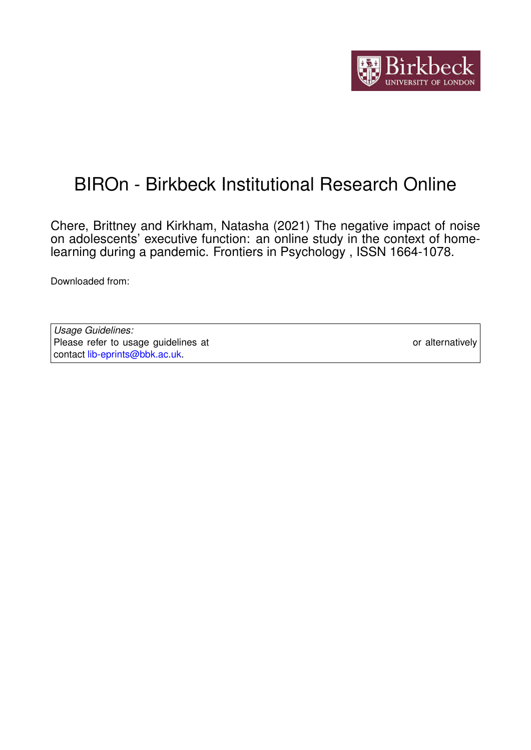# BIROn - Birkbeck Institutional Research Online

Chere, Brittney and Kirkham, Natasha (2021) The negative impact of noise on adolescents' executive function: an online study in the context of home-learning during a pandemic. Frontiers in Psychology , ISSN 1664-1078.

Downloaded from:

*Usage Guidelines:*
Please refer to usage guidelines at or alternatively contact lib-eprints@bbk.ac.uk.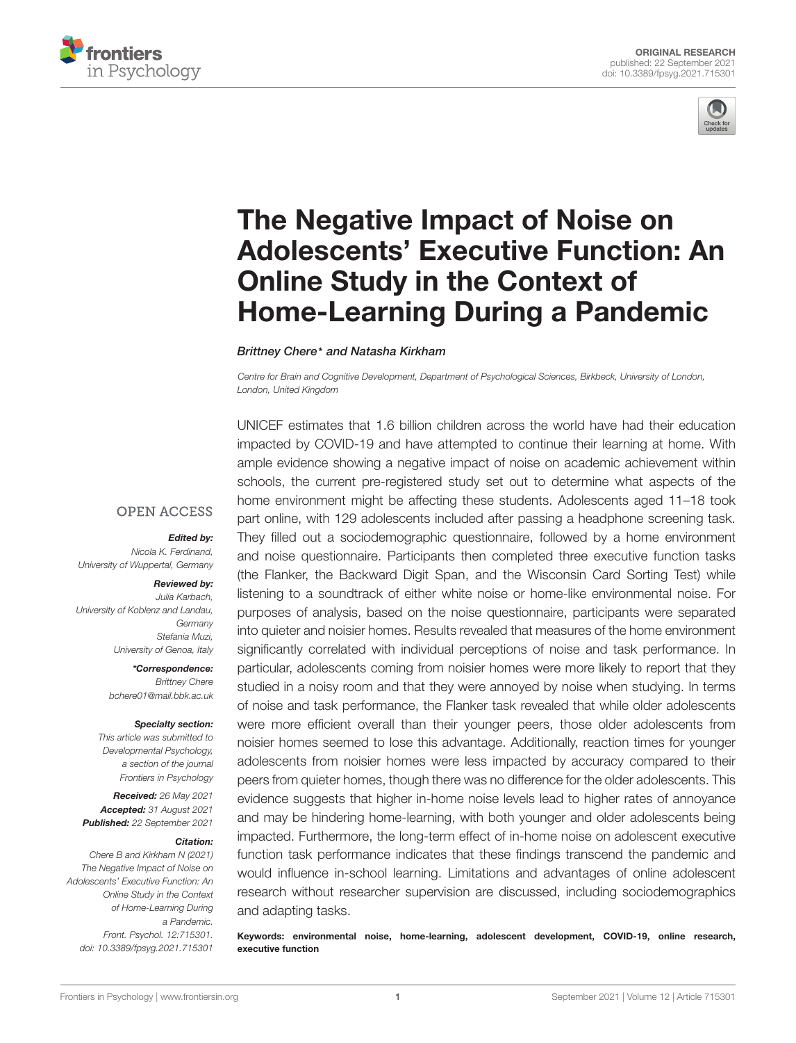ORIGINAL RESEARCH
published: 22 September 2021
doi: 10.3389/fpsyg.2021.715301

# The Negative Impact of Noise on Adolescents' Executive Function: An Online Study in the Context of Home-Learning During a Pandemic

*Brittney Chere\* and Natasha Kirkham*

*Centre for Brain and Cognitive Development, Department of Psychological Sciences, Birkbeck, University of London, London, United Kingdom*

OPEN ACCESS

***Edited by:***
*Nicola K. Ferdinand, University of Wuppertal, Germany*

***Reviewed by:***
*Julia Karbach, University of Koblenz and Landau, Germany*
*Stefania Muzi, University of Genoa, Italy*

***\*Correspondence:***
*Brittney Chere*
*bchere01@mail.bbk.ac.uk*

***Specialty section:***
*This article was submitted to Developmental Psychology, a section of the journal Frontiers in Psychology*

***Received:*** *26 May 2021*
***Accepted:*** *31 August 2021*
***Published:*** *22 September 2021*

***Citation:***
*Chere B and Kirkham N (2021) The Negative Impact of Noise on Adolescents' Executive Function: An Online Study in the Context of Home-Learning During a Pandemic. Front. Psychol. 12:715301. doi: 10.3389/fpsyg.2021.715301*

UNICEF estimates that 1.6 billion children across the world have had their education impacted by COVID-19 and have attempted to continue their learning at home. With ample evidence showing a negative impact of noise on academic achievement within schools, the current pre-registered study set out to determine what aspects of the home environment might be affecting these students. Adolescents aged 11–18 took part online, with 129 adolescents included after passing a headphone screening task. They filled out a sociodemographic questionnaire, followed by a home environment and noise questionnaire. Participants then completed three executive function tasks (the Flanker, the Backward Digit Span, and the Wisconsin Card Sorting Test) while listening to a soundtrack of either white noise or home-like environmental noise. For purposes of analysis, based on the noise questionnaire, participants were separated into quieter and noisier homes. Results revealed that measures of the home environment significantly correlated with individual perceptions of noise and task performance. In particular, adolescents coming from noisier homes were more likely to report that they studied in a noisy room and that they were annoyed by noise when studying. In terms of noise and task performance, the Flanker task revealed that while older adolescents were more efficient overall than their younger peers, those older adolescents from noisier homes seemed to lose this advantage. Additionally, reaction times for younger adolescents from noisier homes were less impacted by accuracy compared to their peers from quieter homes, though there was no difference for the older adolescents. This evidence suggests that higher in-home noise levels lead to higher rates of annoyance and may be hindering home-learning, with both younger and older adolescents being impacted. Furthermore, the long-term effect of in-home noise on adolescent executive function task performance indicates that these findings transcend the pandemic and would influence in-school learning. Limitations and advantages of online adolescent research without researcher supervision are discussed, including sociodemographics and adapting tasks.

**Keywords: environmental noise, home-learning, adolescent development, COVID-19, online research, executive function**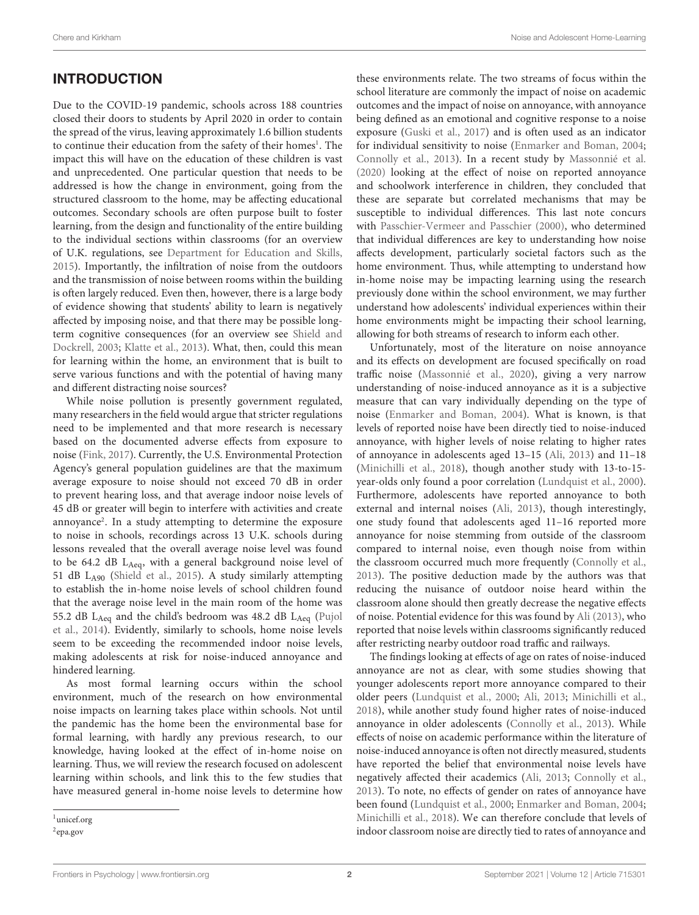## INTRODUCTION

Due to the COVID-19 pandemic, schools across 188 countries closed their doors to students by April 2020 in order to contain the spread of the virus, leaving approximately 1.6 billion students to continue their education from the safety of their homes[1]. The impact this will have on the education of these children is vast and unprecedented. One particular question that needs to be addressed is how the change in environment, going from the structured classroom to the home, may be affecting educational outcomes. Secondary schools are often purpose built to foster learning, from the design and functionality of the entire building to the individual sections within classrooms (for an overview of U.K. regulations, see Department for Education and Skills, 2015). Importantly, the infiltration of noise from the outdoors and the transmission of noise between rooms within the building is often largely reduced. Even then, however, there is a large body of evidence showing that students' ability to learn is negatively affected by imposing noise, and that there may be possible long-term cognitive consequences (for an overview see Shield and Dockrell, 2003; Klatte et al., 2013). What, then, could this mean for learning within the home, an environment that is built to serve various functions and with the potential of having many and different distracting noise sources?

While noise pollution is presently government regulated, many researchers in the field would argue that stricter regulations need to be implemented and that more research is necessary based on the documented adverse effects from exposure to noise (Fink, 2017). Currently, the U.S. Environmental Protection Agency's general population guidelines are that the maximum average exposure to noise should not exceed 70 dB in order to prevent hearing loss, and that average indoor noise levels of 45 dB or greater will begin to interfere with activities and create annoyance[2]. In a study attempting to determine the exposure to noise in schools, recordings across 13 U.K. schools during lessons revealed that the overall average noise level was found to be 64.2 dB $L_{Aeq}$, with a general background noise level of 51 dB $L_{A90}$ (Shield et al., 2015). A study similarly attempting to establish the in-home noise levels of school children found that the average noise level in the main room of the home was 55.2 dB $L_{Aeq}$ and the child's bedroom was 48.2 dB $L_{Aeq}$ (Pujol et al., 2014). Evidently, similarly to schools, home noise levels seem to be exceeding the recommended indoor noise levels, making adolescents at risk for noise-induced annoyance and hindered learning.

As most formal learning occurs within the school environment, much of the research on how environmental noise impacts on learning takes place within schools. Not until the pandemic has the home been the environmental base for formal learning, with hardly any previous research, to our knowledge, having looked at the effect of in-home noise on learning. Thus, we will review the research focused on adolescent learning within schools, and link this to the few studies that have measured general in-home noise levels to determine how these environments relate. The two streams of focus within the school literature are commonly the impact of noise on academic outcomes and the impact of noise on annoyance, with annoyance being defined as an emotional and cognitive response to a noise exposure (Guski et al., 2017) and is often used as an indicator for individual sensitivity to noise (Enmarker and Boman, 2004; Connolly et al., 2013). In a recent study by Massonnié et al. (2020) looking at the effect of noise on reported annoyance and schoolwork interference in children, they concluded that these are separate but correlated mechanisms that may be susceptible to individual differences. This last note concurs with Passchier-Vermeer and Passchier (2000), who determined that individual differences are key to understanding how noise affects development, particularly societal factors such as the home environment. Thus, while attempting to understand how in-home noise may be impacting learning using the research previously done within the school environment, we may further understand how adolescents' individual experiences within their home environments might be impacting their school learning, allowing for both streams of research to inform each other.

Unfortunately, most of the literature on noise annoyance and its effects on development are focused specifically on road traffic noise (Massonnié et al., 2020), giving a very narrow understanding of noise-induced annoyance as it is a subjective measure that can vary individually depending on the type of noise (Enmarker and Boman, 2004). What is known, is that levels of reported noise have been directly tied to noise-induced annoyance, with higher levels of noise relating to higher rates of annoyance in adolescents aged 13–15 (Ali, 2013) and 11–18 (Minichilli et al., 2018), though another study with 13-to-15-year-olds only found a poor correlation (Lundquist et al., 2000). Furthermore, adolescents have reported annoyance to both external and internal noises (Ali, 2013), though interestingly, one study found that adolescents aged 11–16 reported more annoyance for noise stemming from outside of the classroom compared to internal noise, even though noise from within the classroom occurred much more frequently (Connolly et al., 2013). The positive deduction made by the authors was that reducing the nuisance of outdoor noise heard within the classroom alone should then greatly decrease the negative effects of noise. Potential evidence for this was found by Ali (2013), who reported that noise levels within classrooms significantly reduced after restricting nearby outdoor road traffic and railways.

The findings looking at effects of age on rates of noise-induced annoyance are not as clear, with some studies showing that younger adolescents report more annoyance compared to their older peers (Lundquist et al., 2000; Ali, 2013; Minichilli et al., 2018), while another study found higher rates of noise-induced annoyance in older adolescents (Connolly et al., 2013). While effects of noise on academic performance within the literature of noise-induced annoyance is often not directly measured, students have reported the belief that environmental noise levels have negatively affected their academics (Ali, 2013; Connolly et al., 2013). To note, no effects of gender on rates of annoyance have been found (Lundquist et al., 2000; Enmarker and Boman, 2004; Minichilli et al., 2018). We can therefore conclude that levels of indoor classroom noise are directly tied to rates of annoyance and

[1] unicef.org
[2] epa.gov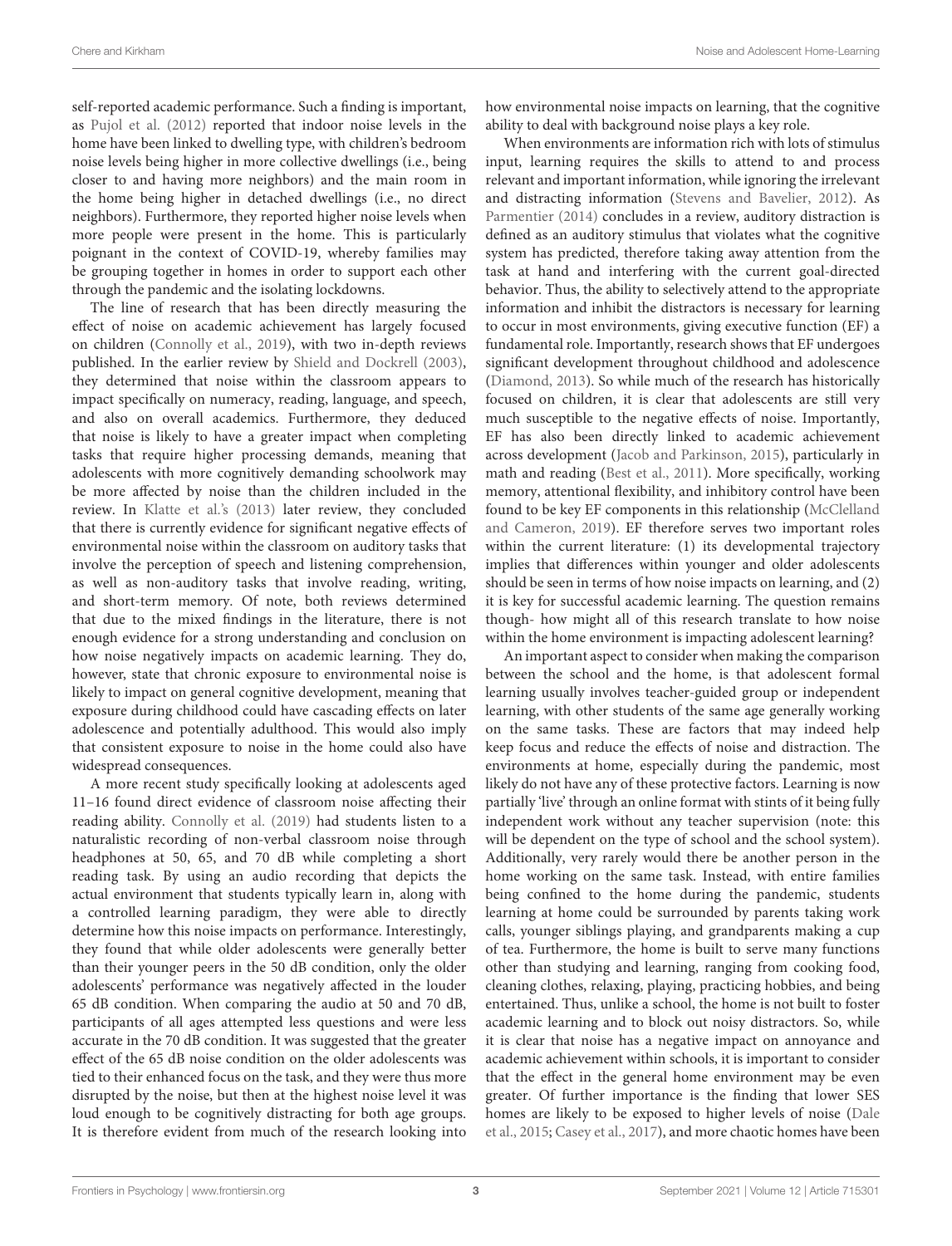self-reported academic performance. Such a finding is important, as Pujol et al. (2012) reported that indoor noise levels in the home have been linked to dwelling type, with children's bedroom noise levels being higher in more collective dwellings (i.e., being closer to and having more neighbors) and the main room in the home being higher in detached dwellings (i.e., no direct neighbors). Furthermore, they reported higher noise levels when more people were present in the home. This is particularly poignant in the context of COVID-19, whereby families may be grouping together in homes in order to support each other through the pandemic and the isolating lockdowns.

The line of research that has been directly measuring the effect of noise on academic achievement has largely focused on children (Connolly et al., 2019), with two in-depth reviews published. In the earlier review by Shield and Dockrell (2003), they determined that noise within the classroom appears to impact specifically on numeracy, reading, language, and speech, and also on overall academics. Furthermore, they deduced that noise is likely to have a greater impact when completing tasks that require higher processing demands, meaning that adolescents with more cognitively demanding schoolwork may be more affected by noise than the children included in the review. In Klatte et al.'s (2013) later review, they concluded that there is currently evidence for significant negative effects of environmental noise within the classroom on auditory tasks that involve the perception of speech and listening comprehension, as well as non-auditory tasks that involve reading, writing, and short-term memory. Of note, both reviews determined that due to the mixed findings in the literature, there is not enough evidence for a strong understanding and conclusion on how noise negatively impacts on academic learning. They do, however, state that chronic exposure to environmental noise is likely to impact on general cognitive development, meaning that exposure during childhood could have cascading effects on later adolescence and potentially adulthood. This would also imply that consistent exposure to noise in the home could also have widespread consequences.

A more recent study specifically looking at adolescents aged 11–16 found direct evidence of classroom noise affecting their reading ability. Connolly et al. (2019) had students listen to a naturalistic recording of non-verbal classroom noise through headphones at 50, 65, and 70 dB while completing a short reading task. By using an audio recording that depicts the actual environment that students typically learn in, along with a controlled learning paradigm, they were able to directly determine how this noise impacts on performance. Interestingly, they found that while older adolescents were generally better than their younger peers in the 50 dB condition, only the older adolescents' performance was negatively affected in the louder 65 dB condition. When comparing the audio at 50 and 70 dB, participants of all ages attempted less questions and were less accurate in the 70 dB condition. It was suggested that the greater effect of the 65 dB noise condition on the older adolescents was tied to their enhanced focus on the task, and they were thus more disrupted by the noise, but then at the highest noise level it was loud enough to be cognitively distracting for both age groups. It is therefore evident from much of the research looking into how environmental noise impacts on learning, that the cognitive ability to deal with background noise plays a key role.

When environments are information rich with lots of stimulus input, learning requires the skills to attend to and process relevant and important information, while ignoring the irrelevant and distracting information (Stevens and Bavelier, 2012). As Parmentier (2014) concludes in a review, auditory distraction is defined as an auditory stimulus that violates what the cognitive system has predicted, therefore taking away attention from the task at hand and interfering with the current goal-directed behavior. Thus, the ability to selectively attend to the appropriate information and inhibit the distractors is necessary for learning to occur in most environments, giving executive function (EF) a fundamental role. Importantly, research shows that EF undergoes significant development throughout childhood and adolescence (Diamond, 2013). So while much of the research has historically focused on children, it is clear that adolescents are still very much susceptible to the negative effects of noise. Importantly, EF has also been directly linked to academic achievement across development (Jacob and Parkinson, 2015), particularly in math and reading (Best et al., 2011). More specifically, working memory, attentional flexibility, and inhibitory control have been found to be key EF components in this relationship (McClelland and Cameron, 2019). EF therefore serves two important roles within the current literature: (1) its developmental trajectory implies that differences within younger and older adolescents should be seen in terms of how noise impacts on learning, and (2) it is key for successful academic learning. The question remains though- how might all of this research translate to how noise within the home environment is impacting adolescent learning?

An important aspect to consider when making the comparison between the school and the home, is that adolescent formal learning usually involves teacher-guided group or independent learning, with other students of the same age generally working on the same tasks. These are factors that may indeed help keep focus and reduce the effects of noise and distraction. The environments at home, especially during the pandemic, most likely do not have any of these protective factors. Learning is now partially 'live' through an online format with stints of it being fully independent work without any teacher supervision (note: this will be dependent on the type of school and the school system). Additionally, very rarely would there be another person in the home working on the same task. Instead, with entire families being confined to the home during the pandemic, students learning at home could be surrounded by parents taking work calls, younger siblings playing, and grandparents making a cup of tea. Furthermore, the home is built to serve many functions other than studying and learning, ranging from cooking food, cleaning clothes, relaxing, playing, practicing hobbies, and being entertained. Thus, unlike a school, the home is not built to foster academic learning and to block out noisy distractors. So, while it is clear that noise has a negative impact on annoyance and academic achievement within schools, it is important to consider that the effect in the general home environment may be even greater. Of further importance is the finding that lower SES homes are likely to be exposed to higher levels of noise (Dale et al., 2015; Casey et al., 2017), and more chaotic homes have been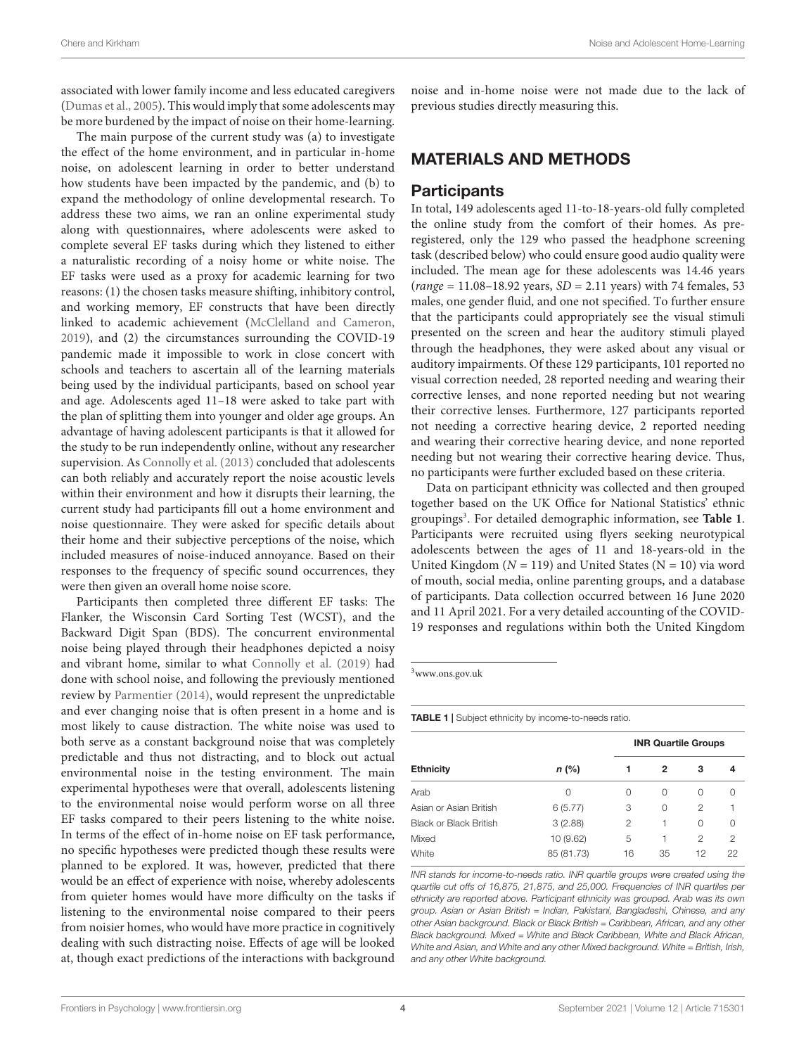associated with lower family income and less educated caregivers (Dumas et al., 2005). This would imply that some adolescents may be more burdened by the impact of noise on their home-learning.

The main purpose of the current study was (a) to investigate the effect of the home environment, and in particular in-home noise, on adolescent learning in order to better understand how students have been impacted by the pandemic, and (b) to expand the methodology of online developmental research. To address these two aims, we ran an online experimental study along with questionnaires, where adolescents were asked to complete several EF tasks during which they listened to either a naturalistic recording of a noisy home or white noise. The EF tasks were used as a proxy for academic learning for two reasons: (1) the chosen tasks measure shifting, inhibitory control, and working memory, EF constructs that have been directly linked to academic achievement (McClelland and Cameron, 2019), and (2) the circumstances surrounding the COVID-19 pandemic made it impossible to work in close concert with schools and teachers to ascertain all of the learning materials being used by the individual participants, based on school year and age. Adolescents aged 11–18 were asked to take part with the plan of splitting them into younger and older age groups. An advantage of having adolescent participants is that it allowed for the study to be run independently online, without any researcher supervision. As Connolly et al. (2013) concluded that adolescents can both reliably and accurately report the noise acoustic levels within their environment and how it disrupts their learning, the current study had participants fill out a home environment and noise questionnaire. They were asked for specific details about their home and their subjective perceptions of the noise, which included measures of noise-induced annoyance. Based on their responses to the frequency of specific sound occurrences, they were then given an overall home noise score.

Participants then completed three different EF tasks: The Flanker, the Wisconsin Card Sorting Test (WCST), and the Backward Digit Span (BDS). The concurrent environmental noise being played through their headphones depicted a noisy and vibrant home, similar to what Connolly et al. (2019) had done with school noise, and following the previously mentioned review by Parmentier (2014), would represent the unpredictable and ever changing noise that is often present in a home and is most likely to cause distraction. The white noise was used to both serve as a constant background noise that was completely predictable and thus not distracting, and to block out actual environmental noise in the testing environment. The main experimental hypotheses were that overall, adolescents listening to the environmental noise would perform worse on all three EF tasks compared to their peers listening to the white noise. In terms of the effect of in-home noise on EF task performance, no specific hypotheses were predicted though these results were planned to be explored. It was, however, predicted that there would be an effect of experience with noise, whereby adolescents from quieter homes would have more difficulty on the tasks if listening to the environmental noise compared to their peers from noisier homes, who would have more practice in cognitively dealing with such distracting noise. Effects of age will be looked at, though exact predictions of the interactions with background noise and in-home noise were not made due to the lack of previous studies directly measuring this.

## MATERIALS AND METHODS

### Participants

In total, 149 adolescents aged 11-to-18-years-old fully completed the online study from the comfort of their homes. As pre-registered, only the 129 who passed the headphone screening task (described below) who could ensure good audio quality were included. The mean age for these adolescents was 14.46 years (*range* = 11.08–18.92 years, *SD* = 2.11 years) with 74 females, 53 males, one gender fluid, and one not specified. To further ensure that the participants could appropriately see the visual stimuli presented on the screen and hear the auditory stimuli played through the headphones, they were asked about any visual or auditory impairments. Of these 129 participants, 101 reported no visual correction needed, 28 reported needing and wearing their corrective lenses, and none reported needing but not wearing their corrective lenses. Furthermore, 127 participants reported not needing a corrective hearing device, 2 reported needing and wearing their corrective hearing device, and none reported needing but not wearing their corrective hearing device. Thus, no participants were further excluded based on these criteria.

Data on participant ethnicity was collected and then grouped together based on the UK Office for National Statistics' ethnic groupings[3]. For detailed demographic information, see **Table 1**. Participants were recruited using flyers seeking neurotypical adolescents between the ages of 11 and 18-years-old in the United Kingdom (*N* = 119) and United States (N = 10) via word of mouth, social media, online parenting groups, and a database of participants. Data collection occurred between 16 June 2020 and 11 April 2021. For a very detailed accounting of the COVID-19 responses and regulations within both the United Kingdom

[3] www.ons.gov.uk

**TABLE 1** | Subject ethnicity by income-to-needs ratio.

| | | INR Quartile Groups | | | |
|---|---|---|---|---|---|
| **Ethnicity** | ***n* (%)** | **1** | **2** | **3** | **4** |
| Arab | 0 | 0 | 0 | 0 | 0 |
| Asian or Asian British | 6 (5.77) | 3 | 0 | 2 | 1 |
| Black or Black British | 3 (2.88) | 2 | 1 | 0 | 0 |
| Mixed | 10 (9.62) | 5 | 1 | 2 | 2 |
| White | 85 (81.73) | 16 | 35 | 12 | 22 |

*INR stands for income-to-needs ratio. INR quartile groups were created using the quartile cut offs of 16,875, 21,875, and 25,000. Frequencies of INR quartiles per ethnicity are reported above. Participant ethnicity was grouped. Arab was its own group. Asian or Asian British = Indian, Pakistani, Bangladeshi, Chinese, and any other Asian background. Black or Black British = Caribbean, African, and any other Black background. Mixed = White and Black Caribbean, White and Black African, White and Asian, and White and any other Mixed background. White = British, Irish, and any other White background.*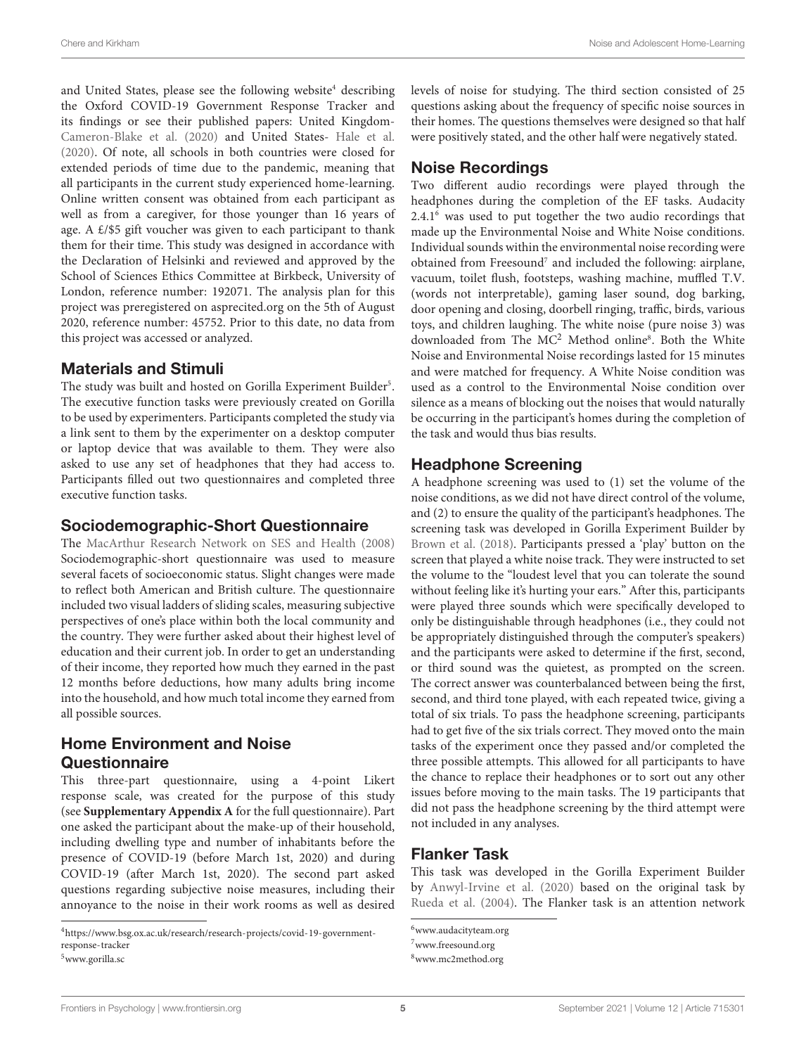and United States, please see the following website[4] describing the Oxford COVID-19 Government Response Tracker and its findings or see their published papers: United Kingdom- Cameron-Blake et al. (2020) and United States- Hale et al. (2020). Of note, all schools in both countries were closed for extended periods of time due to the pandemic, meaning that all participants in the current study experienced home-learning. Online written consent was obtained from each participant as well as from a caregiver, for those younger than 16 years of age. A £/$5 gift voucher was given to each participant to thank them for their time. This study was designed in accordance with the Declaration of Helsinki and reviewed and approved by the School of Sciences Ethics Committee at Birkbeck, University of London, reference number: 192071. The analysis plan for this project was preregistered on asprecited.org on the 5th of August 2020, reference number: 45752. Prior to this date, no data from this project was accessed or analyzed.

## Materials and Stimuli

The study was built and hosted on Gorilla Experiment Builder[5]. The executive function tasks were previously created on Gorilla to be used by experimenters. Participants completed the study via a link sent to them by the experimenter on a desktop computer or laptop device that was available to them. They were also asked to use any set of headphones that they had access to. Participants filled out two questionnaires and completed three executive function tasks.

## Sociodemographic-Short Questionnaire

The MacArthur Research Network on SES and Health (2008) Sociodemographic-short questionnaire was used to measure several facets of socioeconomic status. Slight changes were made to reflect both American and British culture. The questionnaire included two visual ladders of sliding scales, measuring subjective perspectives of one's place within both the local community and the country. They were further asked about their highest level of education and their current job. In order to get an understanding of their income, they reported how much they earned in the past 12 months before deductions, how many adults bring income into the household, and how much total income they earned from all possible sources.

## Home Environment and Noise Questionnaire

This three-part questionnaire, using a 4-point Likert response scale, was created for the purpose of this study (see **Supplementary Appendix A** for the full questionnaire). Part one asked the participant about the make-up of their household, including dwelling type and number of inhabitants before the presence of COVID-19 (before March 1st, 2020) and during COVID-19 (after March 1st, 2020). The second part asked questions regarding subjective noise measures, including their annoyance to the noise in their work rooms as well as desired levels of noise for studying. The third section consisted of 25 questions asking about the frequency of specific noise sources in their homes. The questions themselves were designed so that half were positively stated, and the other half were negatively stated.

## Noise Recordings

Two different audio recordings were played through the headphones during the completion of the EF tasks. Audacity 2.4.1[6] was used to put together the two audio recordings that made up the Environmental Noise and White Noise conditions. Individual sounds within the environmental noise recording were obtained from Freesound[7] and included the following: airplane, vacuum, toilet flush, footsteps, washing machine, muffled T.V. (words not interpretable), gaming laser sound, dog barking, door opening and closing, doorbell ringing, traffic, birds, various toys, and children laughing. The white noise (pure noise 3) was downloaded from The MC$^2$ Method online[8]. Both the White Noise and Environmental Noise recordings lasted for 15 minutes and were matched for frequency. A White Noise condition was used as a control to the Environmental Noise condition over silence as a means of blocking out the noises that would naturally be occurring in the participant's homes during the completion of the task and would thus bias results.

## Headphone Screening

A headphone screening was used to (1) set the volume of the noise conditions, as we did not have direct control of the volume, and (2) to ensure the quality of the participant's headphones. The screening task was developed in Gorilla Experiment Builder by Brown et al. (2018). Participants pressed a 'play' button on the screen that played a white noise track. They were instructed to set the volume to the "loudest level that you can tolerate the sound without feeling like it's hurting your ears." After this, participants were played three sounds which were specifically developed to only be distinguishable through headphones (i.e., they could not be appropriately distinguished through the computer's speakers) and the participants were asked to determine if the first, second, or third sound was the quietest, as prompted on the screen. The correct answer was counterbalanced between being the first, second, and third tone played, with each repeated twice, giving a total of six trials. To pass the headphone screening, participants had to get five of the six trials correct. They moved onto the main tasks of the experiment once they passed and/or completed the three possible attempts. This allowed for all participants to have the chance to replace their headphones or to sort out any other issues before moving to the main tasks. The 19 participants that did not pass the headphone screening by the third attempt were not included in any analyses.

## Flanker Task

This task was developed in the Gorilla Experiment Builder by Anwyl-Irvine et al. (2020) based on the original task by Rueda et al. (2004). The Flanker task is an attention network

[4] https://www.bsg.ox.ac.uk/research/research-projects/covid-19-government-response-tracker

[5] www.gorilla.sc

[6] www.audacityteam.org

[7] www.freesound.org

[8] www.mc2method.org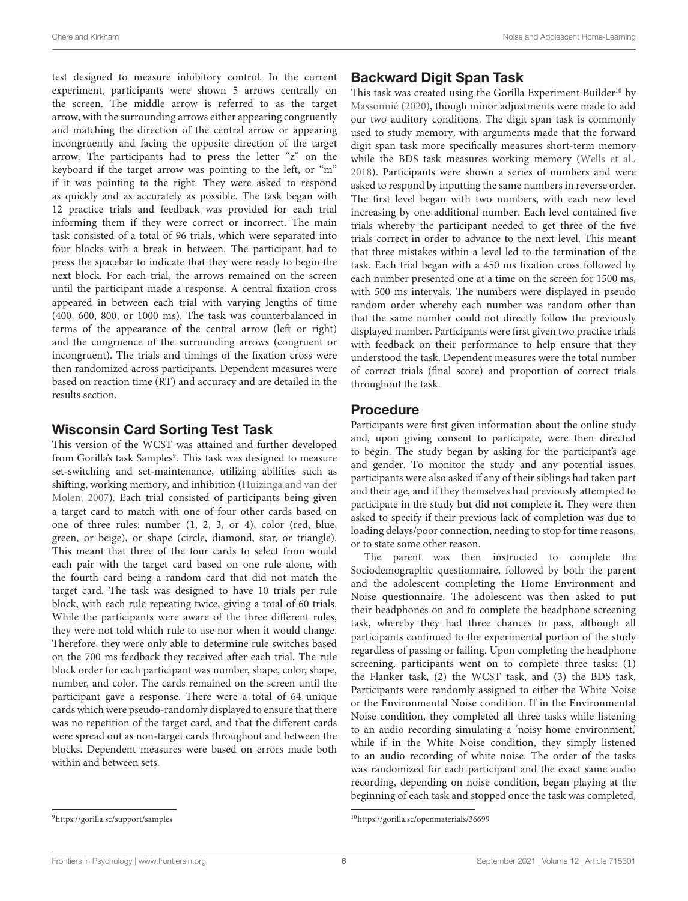test designed to measure inhibitory control. In the current experiment, participants were shown 5 arrows centrally on the screen. The middle arrow is referred to as the target arrow, with the surrounding arrows either appearing congruently and matching the direction of the central arrow or appearing incongruently and facing the opposite direction of the target arrow. The participants had to press the letter "z" on the keyboard if the target arrow was pointing to the left, or "m" if it was pointing to the right. They were asked to respond as quickly and as accurately as possible. The task began with 12 practice trials and feedback was provided for each trial informing them if they were correct or incorrect. The main task consisted of a total of 96 trials, which were separated into four blocks with a break in between. The participant had to press the spacebar to indicate that they were ready to begin the next block. For each trial, the arrows remained on the screen until the participant made a response. A central fixation cross appeared in between each trial with varying lengths of time (400, 600, 800, or 1000 ms). The task was counterbalanced in terms of the appearance of the central arrow (left or right) and the congruence of the surrounding arrows (congruent or incongruent). The trials and timings of the fixation cross were then randomized across participants. Dependent measures were based on reaction time (RT) and accuracy and are detailed in the results section.

## Wisconsin Card Sorting Test Task

This version of the WCST was attained and further developed from Gorilla's task Samples[9]. This task was designed to measure set-switching and set-maintenance, utilizing abilities such as shifting, working memory, and inhibition (Huizinga and van der Molen, 2007). Each trial consisted of participants being given a target card to match with one of four other cards based on one of three rules: number (1, 2, 3, or 4), color (red, blue, green, or beige), or shape (circle, diamond, star, or triangle). This meant that three of the four cards to select from would each pair with the target card based on one rule alone, with the fourth card being a random card that did not match the target card. The task was designed to have 10 trials per rule block, with each rule repeating twice, giving a total of 60 trials. While the participants were aware of the three different rules, they were not told which rule to use nor when it would change. Therefore, they were only able to determine rule switches based on the 700 ms feedback they received after each trial. The rule block order for each participant was number, shape, color, shape, number, and color. The cards remained on the screen until the participant gave a response. There were a total of 64 unique cards which were pseudo-randomly displayed to ensure that there was no repetition of the target card, and that the different cards were spread out as non-target cards throughout and between the blocks. Dependent measures were based on errors made both within and between sets.

## Backward Digit Span Task

This task was created using the Gorilla Experiment Builder[10] by Massonnié (2020), though minor adjustments were made to add our two auditory conditions. The digit span task is commonly used to study memory, with arguments made that the forward digit span task more specifically measures short-term memory while the BDS task measures working memory (Wells et al., 2018). Participants were shown a series of numbers and were asked to respond by inputting the same numbers in reverse order. The first level began with two numbers, with each new level increasing by one additional number. Each level contained five trials whereby the participant needed to get three of the five trials correct in order to advance to the next level. This meant that three mistakes within a level led to the termination of the task. Each trial began with a 450 ms fixation cross followed by each number presented one at a time on the screen for 1500 ms, with 500 ms intervals. The numbers were displayed in pseudo random order whereby each number was random other than that the same number could not directly follow the previously displayed number. Participants were first given two practice trials with feedback on their performance to help ensure that they understood the task. Dependent measures were the total number of correct trials (final score) and proportion of correct trials throughout the task.

## Procedure

Participants were first given information about the online study and, upon giving consent to participate, were then directed to begin. The study began by asking for the participant's age and gender. To monitor the study and any potential issues, participants were also asked if any of their siblings had taken part and their age, and if they themselves had previously attempted to participate in the study but did not complete it. They were then asked to specify if their previous lack of completion was due to loading delays/poor connection, needing to stop for time reasons, or to state some other reason.

The parent was then instructed to complete the Sociodemographic questionnaire, followed by both the parent and the adolescent completing the Home Environment and Noise questionnaire. The adolescent was then asked to put their headphones on and to complete the headphone screening task, whereby they had three chances to pass, although all participants continued to the experimental portion of the study regardless of passing or failing. Upon completing the headphone screening, participants went on to complete three tasks: (1) the Flanker task, (2) the WCST task, and (3) the BDS task. Participants were randomly assigned to either the White Noise or the Environmental Noise condition. If in the Environmental Noise condition, they completed all three tasks while listening to an audio recording simulating a 'noisy home environment,' while if in the White Noise condition, they simply listened to an audio recording of white noise. The order of the tasks was randomized for each participant and the exact same audio recording, depending on noise condition, began playing at the beginning of each task and stopped once the task was completed,

[9] https://gorilla.sc/support/samples

[10] https://gorilla.sc/openmaterials/36699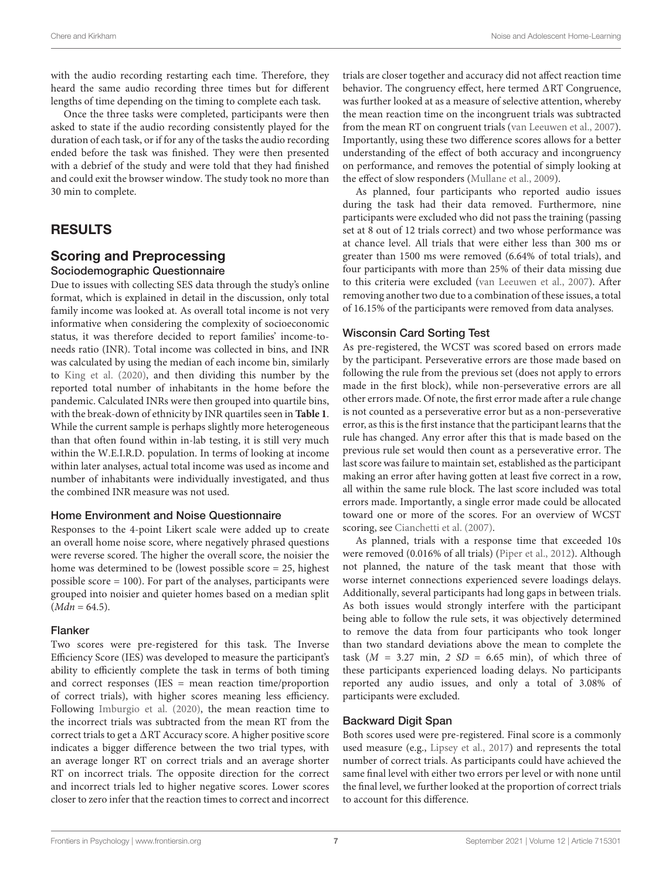with the audio recording restarting each time. Therefore, they heard the same audio recording three times but for different lengths of time depending on the timing to complete each task.

Once the three tasks were completed, participants were then asked to state if the audio recording consistently played for the duration of each task, or if for any of the tasks the audio recording ended before the task was finished. They were then presented with a debrief of the study and were told that they had finished and could exit the browser window. The study took no more than 30 min to complete.

## RESULTS

### Scoring and Preprocessing

#### Sociodemographic Questionnaire

Due to issues with collecting SES data through the study's online format, which is explained in detail in the discussion, only total family income was looked at. As overall total income is not very informative when considering the complexity of socioeconomic status, it was therefore decided to report families' income-to-needs ratio (INR). Total income was collected in bins, and INR was calculated by using the median of each income bin, similarly to King et al. (2020), and then dividing this number by the reported total number of inhabitants in the home before the pandemic. Calculated INRs were then grouped into quartile bins, with the break-down of ethnicity by INR quartiles seen in **Table 1**. While the current sample is perhaps slightly more heterogeneous than that often found within in-lab testing, it is still very much within the W.E.I.R.D. population. In terms of looking at income within later analyses, actual total income was used as income and number of inhabitants were individually investigated, and thus the combined INR measure was not used.

#### Home Environment and Noise Questionnaire

Responses to the 4-point Likert scale were added up to create an overall home noise score, where negatively phrased questions were reverse scored. The higher the overall score, the noisier the home was determined to be (lowest possible score = 25, highest possible score = 100). For part of the analyses, participants were grouped into noisier and quieter homes based on a median split (*Mdn* = 64.5).

#### Flanker

Two scores were pre-registered for this task. The Inverse Efficiency Score (IES) was developed to measure the participant's ability to efficiently complete the task in terms of both timing and correct responses (IES = mean reaction time/proportion of correct trials), with higher scores meaning less efficiency. Following Imburgio et al. (2020), the mean reaction time to the incorrect trials was subtracted from the mean RT from the correct trials to get a $\Delta$RT Accuracy score. A higher positive score indicates a bigger difference between the two trial types, with an average longer RT on correct trials and an average shorter RT on incorrect trials. The opposite direction for the correct and incorrect trials led to higher negative scores. Lower scores closer to zero infer that the reaction times to correct and incorrect trials are closer together and accuracy did not affect reaction time behavior. The congruency effect, here termed $\Delta$RT Congruence, was further looked at as a measure of selective attention, whereby the mean reaction time on the incongruent trials was subtracted from the mean RT on congruent trials (van Leeuwen et al., 2007). Importantly, using these two difference scores allows for a better understanding of the effect of both accuracy and incongruency on performance, and removes the potential of simply looking at the effect of slow responders (Mullane et al., 2009).

As planned, four participants who reported audio issues during the task had their data removed. Furthermore, nine participants were excluded who did not pass the training (passing set at 8 out of 12 trials correct) and two whose performance was at chance level. All trials that were either less than 300 ms or greater than 1500 ms were removed (6.64% of total trials), and four participants with more than 25% of their data missing due to this criteria were excluded (van Leeuwen et al., 2007). After removing another two due to a combination of these issues, a total of 16.15% of the participants were removed from data analyses.

#### Wisconsin Card Sorting Test

As pre-registered, the WCST was scored based on errors made by the participant. Perseverative errors are those made based on following the rule from the previous set (does not apply to errors made in the first block), while non-perseverative errors are all other errors made. Of note, the first error made after a rule change is not counted as a perseverative error but as a non-perseverative error, as this is the first instance that the participant learns that the rule has changed. Any error after this that is made based on the previous rule set would then count as a perseverative error. The last score was failure to maintain set, established as the participant making an error after having gotten at least five correct in a row, all within the same rule block. The last score included was total errors made. Importantly, a single error made could be allocated toward one or more of the scores. For an overview of WCST scoring, see Cianchetti et al. (2007).

As planned, trials with a response time that exceeded 10s were removed (0.016% of all trials) (Piper et al., 2012). Although not planned, the nature of the task meant that those with worse internet connections experienced severe loadings delays. Additionally, several participants had long gaps in between trials. As both issues would strongly interfere with the participant being able to follow the rule sets, it was objectively determined to remove the data from four participants who took longer than two standard deviations above the mean to complete the task (*M* = 3.27 min, *2 SD* = 6.65 min), of which three of these participants experienced loading delays. No participants reported any audio issues, and only a total of 3.08% of participants were excluded.

#### Backward Digit Span

Both scores used were pre-registered. Final score is a commonly used measure (e.g., Lipsey et al., 2017) and represents the total number of correct trials. As participants could have achieved the same final level with either two errors per level or with none until the final level, we further looked at the proportion of correct trials to account for this difference.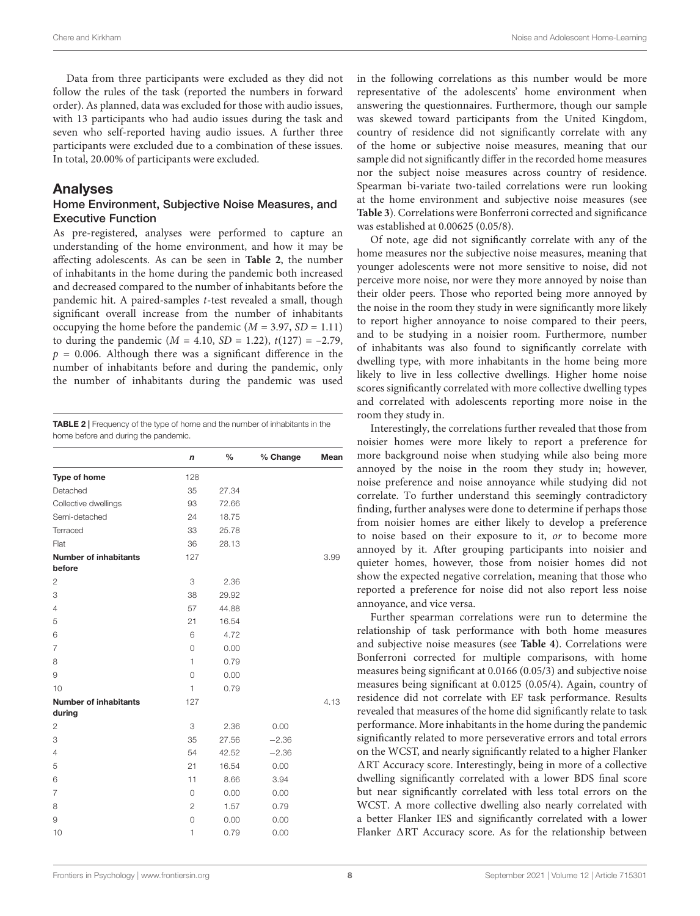Data from three participants were excluded as they did not follow the rules of the task (reported the numbers in forward order). As planned, data was excluded for those with audio issues, with 13 participants who had audio issues during the task and seven who self-reported having audio issues. A further three participants were excluded due to a combination of these issues. In total, 20.00% of participants were excluded.

## Analyses

### Home Environment, Subjective Noise Measures, and Executive Function

As pre-registered, analyses were performed to capture an understanding of the home environment, and how it may be affecting adolescents. As can be seen in **Table 2**, the number of inhabitants in the home during the pandemic both increased and decreased compared to the number of inhabitants before the pandemic hit. A paired-samples *t*-test revealed a small, though significant overall increase from the number of inhabitants occupying the home before the pandemic ($M = 3.97$, $SD = 1.11$) to during the pandemic ($M = 4.10$, $SD = 1.22$), $t(127) = -2.79$, $p = 0.006$. Although there was a significant difference in the number of inhabitants before and during the pandemic, only the number of inhabitants during the pandemic was used in the following correlations as this number would be more representative of the adolescents' home environment when answering the questionnaires. Furthermore, though our sample was skewed toward participants from the United Kingdom, country of residence did not significantly correlate with any of the home or subjective noise measures, meaning that our sample did not significantly differ in the recorded home measures nor the subject noise measures across country of residence. Spearman bi-variate two-tailed correlations were run looking at the home environment and subjective noise measures (see **Table 3**). Correlations were Bonferroni corrected and significance was established at 0.00625 (0.05/8).

**TABLE 2 |** Frequency of the type of home and the number of inhabitants in the home before and during the pandemic.

| | *n* | % | % Change | Mean |
|---|---|---|---|---|
| **Type of home** | 128 | | | |
| Detached | 35 | 27.34 | | |
| Collective dwellings | 93 | 72.66 | | |
| Semi-detached | 24 | 18.75 | | |
| Terraced | 33 | 25.78 | | |
| Flat | 36 | 28.13 | | |
| **Number of inhabitants before** | 127 | | | 3.99 |
| 2 | 3 | 2.36 | | |
| 3 | 38 | 29.92 | | |
| 4 | 57 | 44.88 | | |
| 5 | 21 | 16.54 | | |
| 6 | 6 | 4.72 | | |
| 7 | 0 | 0.00 | | |
| 8 | 1 | 0.79 | | |
| 9 | 0 | 0.00 | | |
| 10 | 1 | 0.79 | | |
| **Number of inhabitants during** | 127 | | | 4.13 |
| 2 | 3 | 2.36 | 0.00 | |
| 3 | 35 | 27.56 | −2.36 | |
| 4 | 54 | 42.52 | −2.36 | |
| 5 | 21 | 16.54 | 0.00 | |
| 6 | 11 | 8.66 | 3.94 | |
| 7 | 0 | 0.00 | 0.00 | |
| 8 | 2 | 1.57 | 0.79 | |
| 9 | 0 | 0.00 | 0.00 | |
| 10 | 1 | 0.79 | 0.00 | |

Of note, age did not significantly correlate with any of the home measures nor the subjective noise measures, meaning that younger adolescents were not more sensitive to noise, did not perceive more noise, nor were they more annoyed by noise than their older peers. Those who reported being more annoyed by the noise in the room they study in were significantly more likely to report higher annoyance to noise compared to their peers, and to be studying in a noisier room. Furthermore, number of inhabitants was also found to significantly correlate with dwelling type, with more inhabitants in the home being more likely to live in less collective dwellings. Higher home noise scores significantly correlated with more collective dwelling types and correlated with adolescents reporting more noise in the room they study in.

Interestingly, the correlations further revealed that those from noisier homes were more likely to report a preference for more background noise when studying while also being more annoyed by the noise in the room they study in; however, noise preference and noise annoyance while studying did not correlate. To further understand this seemingly contradictory finding, further analyses were done to determine if perhaps those from noisier homes are either likely to develop a preference to noise based on their exposure to it, *or* to become more annoyed by it. After grouping participants into noisier and quieter homes, however, those from noisier homes did not show the expected negative correlation, meaning that those who reported a preference for noise did not also report less noise annoyance, and vice versa.

Further spearman correlations were run to determine the relationship of task performance with both home measures and subjective noise measures (see **Table 4**). Correlations were Bonferroni corrected for multiple comparisons, with home measures being significant at 0.0166 (0.05/3) and subjective noise measures being significant at 0.0125 (0.05/4). Again, country of residence did not correlate with EF task performance. Results revealed that measures of the home did significantly relate to task performance. More inhabitants in the home during the pandemic significantly related to more perseverative errors and total errors on the WCST, and nearly significantly related to a higher Flanker ΔRT Accuracy score. Interestingly, being in more of a collective dwelling significantly correlated with a lower BDS final score but near significantly correlated with less total errors on the WCST. A more collective dwelling also nearly correlated with a better Flanker IES and significantly correlated with a lower Flanker ΔRT Accuracy score. As for the relationship between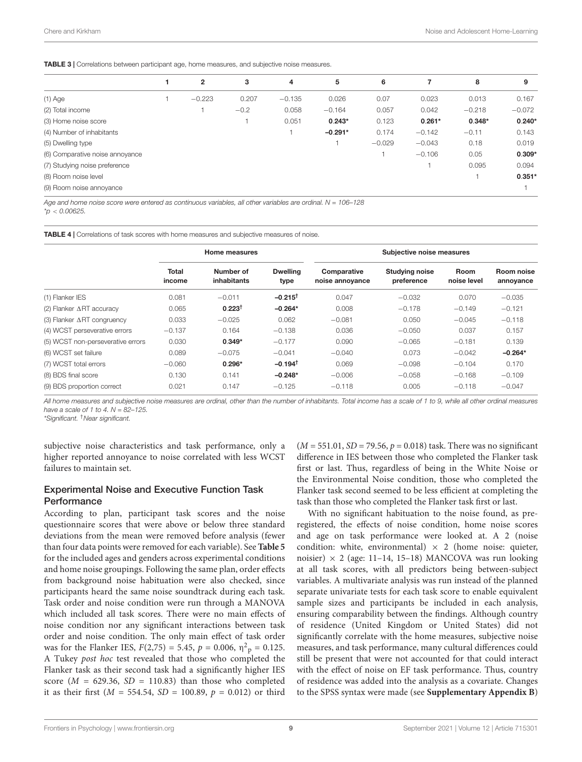**TABLE 3 |** Correlations between participant age, home measures, and subjective noise measures.

| | 1 | 2 | 3 | 4 | 5 | 6 | 7 | 8 | 9 |
|---|---|---|---|---|---|---|---|---|---|
| (1) Age | 1 | −0.223 | 0.207 | −0.135 | 0.026 | 0.07 | 0.023 | 0.013 | 0.167 |
| (2) Total income | | 1 | −0.2 | 0.058 | −0.164 | 0.057 | 0.042 | −0.218 | −0.072 |
| (3) Home noise score | | | 1 | 0.051 | **0.243*** | 0.123 | **0.261*** | **0.348*** | **0.240*** |
| (4) Number of inhabitants | | | | 1 | **−0.291*** | 0.174 | −0.142 | −0.11 | 0.143 |
| (5) Dwelling type | | | | | 1 | −0.029 | −0.043 | 0.18 | 0.019 |
| (6) Comparative noise annoyance | | | | | | 1 | −0.106 | 0.05 | **0.309*** |
| (7) Studying noise preference | | | | | | | 1 | 0.095 | 0.094 |
| (8) Room noise level | | | | | | | | 1 | **0.351*** |
| (9) Room noise annoyance | | | | | | | | | 1 |

*Age and home noise score were entered as continuous variables, all other variables are ordinal. N = 106–128*
*$p < 0.00625$.

**TABLE 4 |** Correlations of task scores with home measures and subjective measures of noise.

| | Home measures | | | Subjective noise measures | | | |
|---|---|---|---|---|---|---|---|
| | Total income | Number of inhabitants | Dwelling type | Comparative noise annoyance | Studying noise preference | Room noise level | Room noise annoyance |
| (1) Flanker IES | 0.081 | −0.011 | **−0.215**[†] | 0.047 | −0.032 | 0.070 | −0.035 |
| (2) Flanker ΔRT accuracy | 0.065 | **0.223**[†] | **−0.264*** | 0.008 | −0.178 | −0.149 | −0.121 |
| (3) Flanker ΔRT congruency | 0.033 | −0.025 | 0.062 | −0.081 | 0.050 | −0.045 | −0.118 |
| (4) WCST perseverative errors | −0.137 | 0.164 | −0.138 | 0.036 | −0.050 | 0.037 | 0.157 |
| (5) WCST non-perseverative errors | 0.030 | **0.349*** | −0.177 | 0.090 | −0.065 | −0.181 | 0.139 |
| (6) WCST set failure | 0.089 | −0.075 | −0.041 | −0.040 | 0.073 | −0.042 | **−0.264*** |
| (7) WCST total errors | −0.060 | **0.296*** | **−0.194**[†] | 0.069 | −0.098 | −0.104 | 0.170 |
| (8) BDS final score | 0.130 | 0.141 | **−0.248*** | −0.006 | −0.058 | −0.168 | −0.109 |
| (9) BDS proportion correct | 0.021 | 0.147 | −0.125 | −0.118 | 0.005 | −0.118 | −0.047 |

*All home measures and subjective noise measures are ordinal, other than the number of inhabitants. Total income has a scale of 1 to 9, while all other ordinal measures have a scale of 1 to 4. N = 82–125.*
*Significant. [†]Near significant.

subjective noise characteristics and task performance, only a higher reported annoyance to noise correlated with less WCST failures to maintain set.

### Experimental Noise and Executive Function Task Performance

According to plan, participant task scores and the noise questionnaire scores that were above or below three standard deviations from the mean were removed before analysis (fewer than four data points were removed for each variable). See **Table 5** for the included ages and genders across experimental conditions and home noise groupings. Following the same plan, order effects from background noise habituation were also checked, since participants heard the same noise soundtrack during each task. Task order and noise condition were run through a MANOVA which included all task scores. There were no main effects of noise condition nor any significant interactions between task order and noise condition. The only main effect of task order was for the Flanker IES, $F(2,75) = 5.45$, $p = 0.006$, $\eta^2_p = 0.125$. A Tukey *post hoc* test revealed that those who completed the Flanker task as their second task had a significantly higher IES score ($M = 629.36$, $SD = 110.83$) than those who completed it as their first ($M = 554.54$, $SD = 100.89$, $p = 0.012$) or third ($M = 551.01$, $SD = 79.56$, $p = 0.018$) task. There was no significant difference in IES between those who completed the Flanker task first or last. Thus, regardless of being in the White Noise or the Environmental Noise condition, those who completed the Flanker task second seemed to be less efficient at completing the task than those who completed the Flanker task first or last.

With no significant habituation to the noise found, as pre-registered, the effects of noise condition, home noise scores and age on task performance were looked at. A 2 (noise condition: white, environmental) × 2 (home noise: quieter, noisier) × 2 (age: 11–14, 15–18) MANCOVA was run looking at all task scores, with all predictors being between-subject variables. A multivariate analysis was run instead of the planned separate univariate tests for each task score to enable equivalent sample sizes and participants be included in each analysis, ensuring comparability between the findings. Although country of residence (United Kingdom or United States) did not significantly correlate with the home measures, subjective noise measures, and task performance, many cultural differences could still be present that were not accounted for that could interact with the effect of noise on EF task performance. Thus, country of residence was added into the analysis as a covariate. Changes to the SPSS syntax were made (see **Supplementary Appendix B**)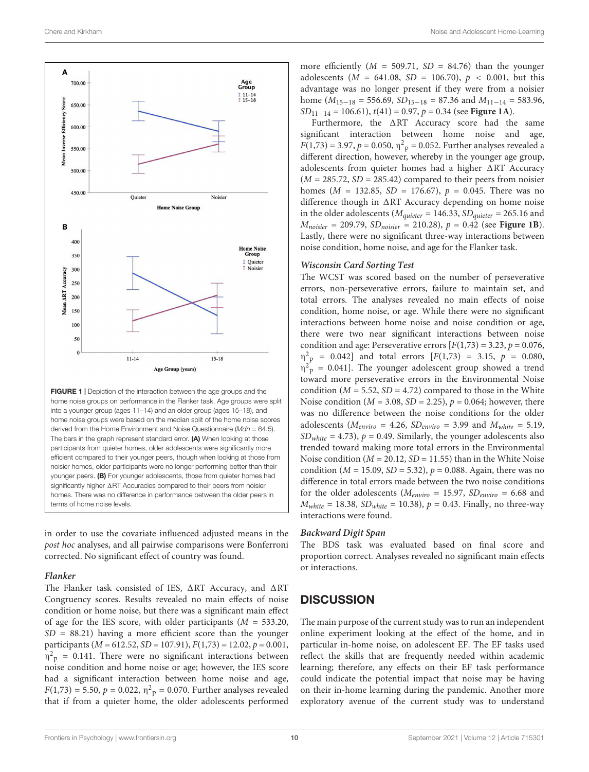FIGURE 1 | Depiction of the interaction between the age groups and the home noise groups on performance in the Flanker task. Age groups were split into a younger group (ages 11–14) and an older group (ages 15–18), and home noise groups were based on the median split of the home noise scores derived from the Home Environment and Noise Questionnaire (*Mdn* = 64.5). The bars in the graph represent standard error. **(A)** When looking at those participants from quieter homes, older adolescents were significantly more efficient compared to their younger peers, though when looking at those from noisier homes, older participants were no longer performing better than their younger peers. **(B)** For younger adolescents, those from quieter homes had significantly higher ΔRT Accuracies compared to their peers from noisier homes. There was no difference in performance between the older peers in terms of home noise levels.

in order to use the covariate influenced adjusted means in the *post hoc* analyses, and all pairwise comparisons were Bonferroni corrected. No significant effect of country was found.

### Flanker

The Flanker task consisted of IES, ΔRT Accuracy, and ΔRT Congruency scores. Results revealed no main effects of noise condition or home noise, but there was a significant main effect of age for the IES score, with older participants ($M$ = 533.20, $SD$ = 88.21) having a more efficient score than the younger participants ($M$ = 612.52, $SD$ = 107.91), $F(1,73) = 12.02$, $p = 0.001$, $\eta^2_p = 0.141$. There were no significant interactions between noise condition and home noise or age; however, the IES score had a significant interaction between home noise and age, $F(1,73) = 5.50$, $p = 0.022$, $\eta^2_p = 0.070$. Further analyses revealed that if from a quieter home, the older adolescents performed more efficiently ($M$ = 509.71, $SD$ = 84.76) than the younger adolescents ($M$ = 641.08, $SD$ = 106.70), $p < 0.001$, but this advantage was no longer present if they were from a noisier home ($M_{15-18} = 556.69$, $SD_{15-18} = 87.36$ and $M_{11-14} = 583.96$, $SD_{11-14} = 106.61$), $t(41) = 0.97$, $p = 0.34$ (see **Figure 1A**).

Furthermore, the ΔRT Accuracy score had the same significant interaction between home noise and age, $F(1,73) = 3.97$, $p = 0.050$, $\eta^2_p = 0.052$. Further analyses revealed a different direction, however, whereby in the younger age group, adolescents from quieter homes had a higher ΔRT Accuracy ($M$ = 285.72, $SD$ = 285.42) compared to their peers from noisier homes ($M$ = 132.85, $SD$ = 176.67), $p = 0.045$. There was no difference though in ΔRT Accuracy depending on home noise in the older adolescents ($M_{quieter} = 146.33$, $SD_{quieter} = 265.16$ and $M_{noisier} = 209.79$, $SD_{noisier} = 210.28$), $p = 0.42$ (see **Figure 1B**). Lastly, there were no significant three-way interactions between noise condition, home noise, and age for the Flanker task.

### Wisconsin Card Sorting Test

The WCST was scored based on the number of perseverative errors, non-perseverative errors, failure to maintain set, and total errors. The analyses revealed no main effects of noise condition, home noise, or age. While there were no significant interactions between home noise and noise condition or age, there were two near significant interactions between noise condition and age: Perseverative errors [$F(1,73) = 3.23$, $p = 0.076$, $\eta^2_p = 0.042$] and total errors [$F(1,73) = 3.15$, $p = 0.080$, $\eta^2_p = 0.041$]. The younger adolescent group showed a trend toward more perseverative errors in the Environmental Noise condition ($M$ = 5.52, $SD$ = 4.72) compared to those in the White Noise condition ($M$ = 3.08, $SD$ = 2.25), $p = 0.064$; however, there was no difference between the noise conditions for the older adolescents ($M_{enviro} = 4.26$, $SD_{enviro} = 3.99$ and $M_{white} = 5.19$, $SD_{white} = 4.73$), $p = 0.49$. Similarly, the younger adolescents also trended toward making more total errors in the Environmental Noise condition ($M$ = 20.12, $SD$ = 11.55) than in the White Noise condition ($M$ = 15.09, $SD$ = 5.32), $p = 0.088$. Again, there was no difference in total errors made between the two noise conditions for the older adolescents ($M_{enviro} = 15.97$, $SD_{enviro} = 6.68$ and $M_{white} = 18.38$, $SD_{white} = 10.38$), $p = 0.43$. Finally, no three-way interactions were found.

### Backward Digit Span

The BDS task was evaluated based on final score and proportion correct. Analyses revealed no significant main effects or interactions.

## DISCUSSION

The main purpose of the current study was to run an independent online experiment looking at the effect of the home, and in particular in-home noise, on adolescent EF. The EF tasks used reflect the skills that are frequently needed within academic learning; therefore, any effects on their EF task performance could indicate the potential impact that noise may be having on their in-home learning during the pandemic. Another more exploratory avenue of the current study was to understand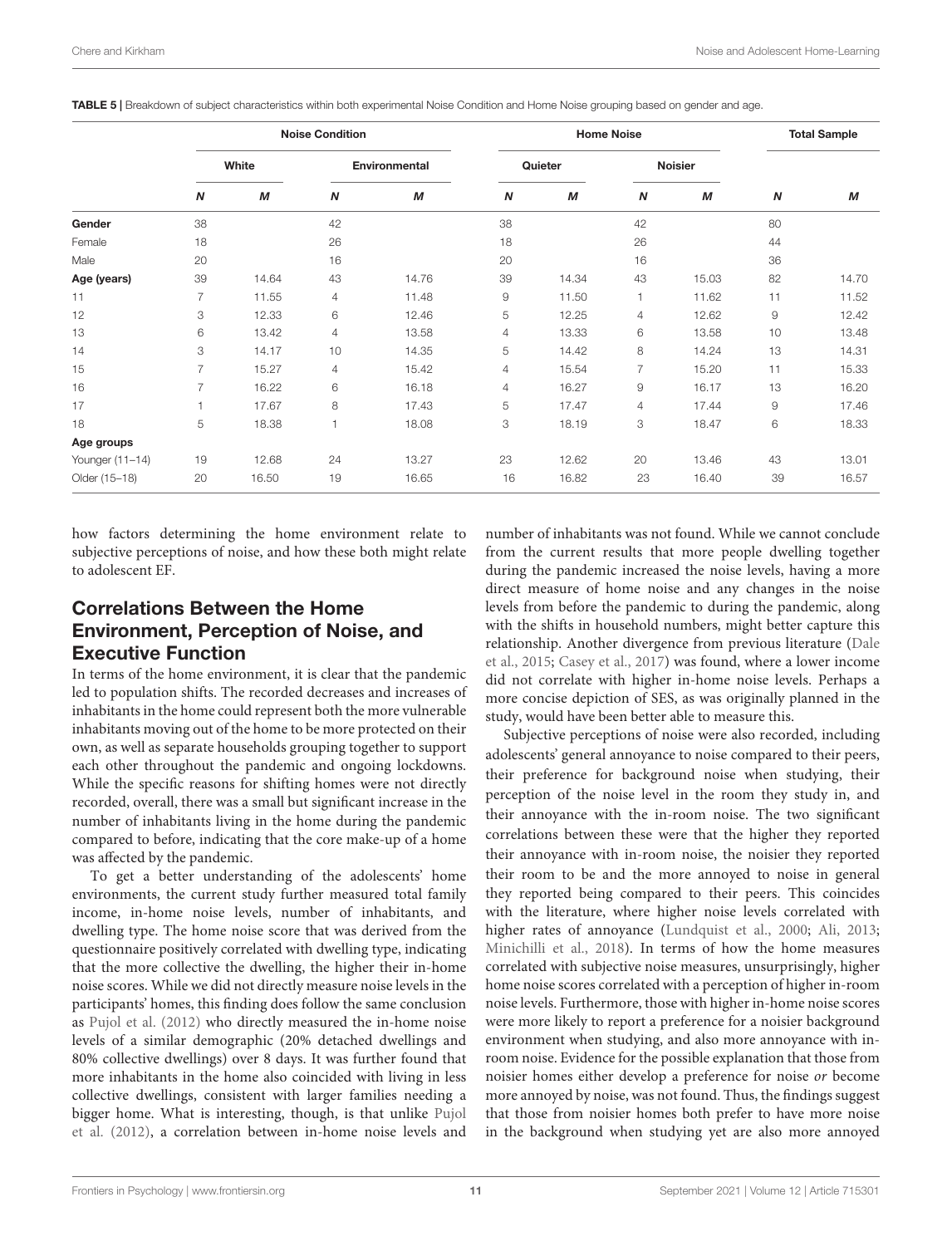**TABLE 5 |** Breakdown of subject characteristics within both experimental Noise Condition and Home Noise grouping based on gender and age.

| | Noise Condition | | | | Home Noise | | | | Total Sample | |
|---|---|---|---|---|---|---|---|---|---|---|
| | White | | Environmental | | Quieter | | Noisier | | | |
| | ***N*** | ***M*** | ***N*** | ***M*** | ***N*** | ***M*** | ***N*** | ***M*** | ***N*** | ***M*** |
| **Gender** | 38 | | 42 | | 38 | | 42 | | 80 | |
| Female | 18 | | 26 | | 18 | | 26 | | 44 | |
| Male | 20 | | 16 | | 20 | | 16 | | 36 | |
| **Age (years)** | 39 | 14.64 | 43 | 14.76 | 39 | 14.34 | 43 | 15.03 | 82 | 14.70 |
| 11 | 7 | 11.55 | 4 | 11.48 | 9 | 11.50 | 1 | 11.62 | 11 | 11.52 |
| 12 | 3 | 12.33 | 6 | 12.46 | 5 | 12.25 | 4 | 12.62 | 9 | 12.42 |
| 13 | 6 | 13.42 | 4 | 13.58 | 4 | 13.33 | 6 | 13.58 | 10 | 13.48 |
| 14 | 3 | 14.17 | 10 | 14.35 | 5 | 14.42 | 8 | 14.24 | 13 | 14.31 |
| 15 | 7 | 15.27 | 4 | 15.42 | 4 | 15.54 | 7 | 15.20 | 11 | 15.33 |
| 16 | 7 | 16.22 | 6 | 16.18 | 4 | 16.27 | 9 | 16.17 | 13 | 16.20 |
| 17 | 1 | 17.67 | 8 | 17.43 | 5 | 17.47 | 4 | 17.44 | 9 | 17.46 |
| 18 | 5 | 18.38 | 1 | 18.08 | 3 | 18.19 | 3 | 18.47 | 6 | 18.33 |
| **Age groups** | | | | | | | | | | |
| Younger (11–14) | 19 | 12.68 | 24 | 13.27 | 23 | 12.62 | 20 | 13.46 | 43 | 13.01 |
| Older (15–18) | 20 | 16.50 | 19 | 16.65 | 16 | 16.82 | 23 | 16.40 | 39 | 16.57 |

how factors determining the home environment relate to subjective perceptions of noise, and how these both might relate to adolescent EF.

## Correlations Between the Home Environment, Perception of Noise, and Executive Function

In terms of the home environment, it is clear that the pandemic led to population shifts. The recorded decreases and increases of inhabitants in the home could represent both the more vulnerable inhabitants moving out of the home to be more protected on their own, as well as separate households grouping together to support each other throughout the pandemic and ongoing lockdowns. While the specific reasons for shifting homes were not directly recorded, overall, there was a small but significant increase in the number of inhabitants living in the home during the pandemic compared to before, indicating that the core make-up of a home was affected by the pandemic.

To get a better understanding of the adolescents' home environments, the current study further measured total family income, in-home noise levels, number of inhabitants, and dwelling type. The home noise score that was derived from the questionnaire positively correlated with dwelling type, indicating that the more collective the dwelling, the higher their in-home noise scores. While we did not directly measure noise levels in the participants' homes, this finding does follow the same conclusion as Pujol et al. (2012) who directly measured the in-home noise levels of a similar demographic (20% detached dwellings and 80% collective dwellings) over 8 days. It was further found that more inhabitants in the home also coincided with living in less collective dwellings, consistent with larger families needing a bigger home. What is interesting, though, is that unlike Pujol et al. (2012), a correlation between in-home noise levels and number of inhabitants was not found. While we cannot conclude from the current results that more people dwelling together during the pandemic increased the noise levels, having a more direct measure of home noise and any changes in the noise levels from before the pandemic to during the pandemic, along with the shifts in household numbers, might better capture this relationship. Another divergence from previous literature (Dale et al., 2015; Casey et al., 2017) was found, where a lower income did not correlate with higher in-home noise levels. Perhaps a more concise depiction of SES, as was originally planned in the study, would have been better able to measure this.

Subjective perceptions of noise were also recorded, including adolescents' general annoyance to noise compared to their peers, their preference for background noise when studying, their perception of the noise level in the room they study in, and their annoyance with the in-room noise. The two significant correlations between these were that the higher they reported their annoyance with in-room noise, the noisier they reported their room to be and the more annoyed to noise in general they reported being compared to their peers. This coincides with the literature, where higher noise levels correlated with higher rates of annoyance (Lundquist et al., 2000; Ali, 2013; Minichilli et al., 2018). In terms of how the home measures correlated with subjective noise measures, unsurprisingly, higher home noise scores correlated with a perception of higher in-room noise levels. Furthermore, those with higher in-home noise scores were more likely to report a preference for a noisier background environment when studying, and also more annoyance with in-room noise. Evidence for the possible explanation that those from noisier homes either develop a preference for noise *or* become more annoyed by noise, was not found. Thus, the findings suggest that those from noisier homes both prefer to have more noise in the background when studying yet are also more annoyed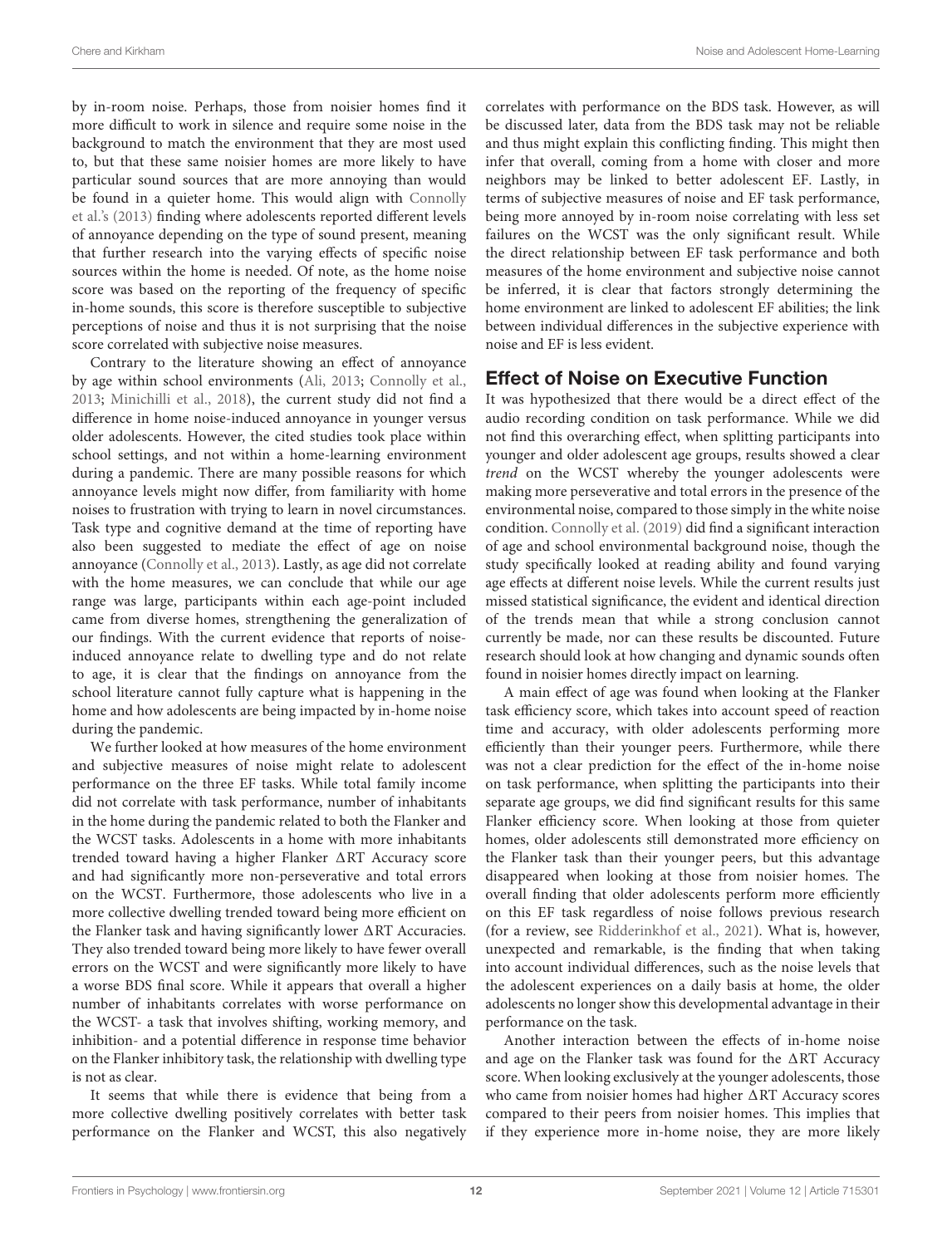by in-room noise. Perhaps, those from noisier homes find it more difficult to work in silence and require some noise in the background to match the environment that they are most used to, but that these same noisier homes are more likely to have particular sound sources that are more annoying than would be found in a quieter home. This would align with Connolly et al.'s (2013) finding where adolescents reported different levels of annoyance depending on the type of sound present, meaning that further research into the varying effects of specific noise sources within the home is needed. Of note, as the home noise score was based on the reporting of the frequency of specific in-home sounds, this score is therefore susceptible to subjective perceptions of noise and thus it is not surprising that the noise score correlated with subjective noise measures.

Contrary to the literature showing an effect of annoyance by age within school environments (Ali, 2013; Connolly et al., 2013; Minichilli et al., 2018), the current study did not find a difference in home noise-induced annoyance in younger versus older adolescents. However, the cited studies took place within school settings, and not within a home-learning environment during a pandemic. There are many possible reasons for which annoyance levels might now differ, from familiarity with home noises to frustration with trying to learn in novel circumstances. Task type and cognitive demand at the time of reporting have also been suggested to mediate the effect of age on noise annoyance (Connolly et al., 2013). Lastly, as age did not correlate with the home measures, we can conclude that while our age range was large, participants within each age-point included came from diverse homes, strengthening the generalization of our findings. With the current evidence that reports of noise-induced annoyance relate to dwelling type and do not relate to age, it is clear that the findings on annoyance from the school literature cannot fully capture what is happening in the home and how adolescents are being impacted by in-home noise during the pandemic.

We further looked at how measures of the home environment and subjective measures of noise might relate to adolescent performance on the three EF tasks. While total family income did not correlate with task performance, number of inhabitants in the home during the pandemic related to both the Flanker and the WCST tasks. Adolescents in a home with more inhabitants trended toward having a higher Flanker ΔRT Accuracy score and had significantly more non-perseverative and total errors on the WCST. Furthermore, those adolescents who live in a more collective dwelling trended toward being more efficient on the Flanker task and having significantly lower ΔRT Accuracies. They also trended toward being more likely to have fewer overall errors on the WCST and were significantly more likely to have a worse BDS final score. While it appears that overall a higher number of inhabitants correlates with worse performance on the WCST- a task that involves shifting, working memory, and inhibition- and a potential difference in response time behavior on the Flanker inhibitory task, the relationship with dwelling type is not as clear.

It seems that while there is evidence that being from a more collective dwelling positively correlates with better task performance on the Flanker and WCST, this also negatively correlates with performance on the BDS task. However, as will be discussed later, data from the BDS task may not be reliable and thus might explain this conflicting finding. This might then infer that overall, coming from a home with closer and more neighbors may be linked to better adolescent EF. Lastly, in terms of subjective measures of noise and EF task performance, being more annoyed by in-room noise correlating with less set failures on the WCST was the only significant result. While the direct relationship between EF task performance and both measures of the home environment and subjective noise cannot be inferred, it is clear that factors strongly determining the home environment are linked to adolescent EF abilities; the link between individual differences in the subjective experience with noise and EF is less evident.

## Effect of Noise on Executive Function

It was hypothesized that there would be a direct effect of the audio recording condition on task performance. While we did not find this overarching effect, when splitting participants into younger and older adolescent age groups, results showed a clear *trend* on the WCST whereby the younger adolescents were making more perseverative and total errors in the presence of the environmental noise, compared to those simply in the white noise condition. Connolly et al. (2019) did find a significant interaction of age and school environmental background noise, though the study specifically looked at reading ability and found varying age effects at different noise levels. While the current results just missed statistical significance, the evident and identical direction of the trends mean that while a strong conclusion cannot currently be made, nor can these results be discounted. Future research should look at how changing and dynamic sounds often found in noisier homes directly impact on learning.

A main effect of age was found when looking at the Flanker task efficiency score, which takes into account speed of reaction time and accuracy, with older adolescents performing more efficiently than their younger peers. Furthermore, while there was not a clear prediction for the effect of the in-home noise on task performance, when splitting the participants into their separate age groups, we did find significant results for this same Flanker efficiency score. When looking at those from quieter homes, older adolescents still demonstrated more efficiency on the Flanker task than their younger peers, but this advantage disappeared when looking at those from noisier homes. The overall finding that older adolescents perform more efficiently on this EF task regardless of noise follows previous research (for a review, see Ridderinkhof et al., 2021). What is, however, unexpected and remarkable, is the finding that when taking into account individual differences, such as the noise levels that the adolescent experiences on a daily basis at home, the older adolescents no longer show this developmental advantage in their performance on the task.

Another interaction between the effects of in-home noise and age on the Flanker task was found for the ΔRT Accuracy score. When looking exclusively at the younger adolescents, those who came from noisier homes had higher ΔRT Accuracy scores compared to their peers from noisier homes. This implies that if they experience more in-home noise, they are more likely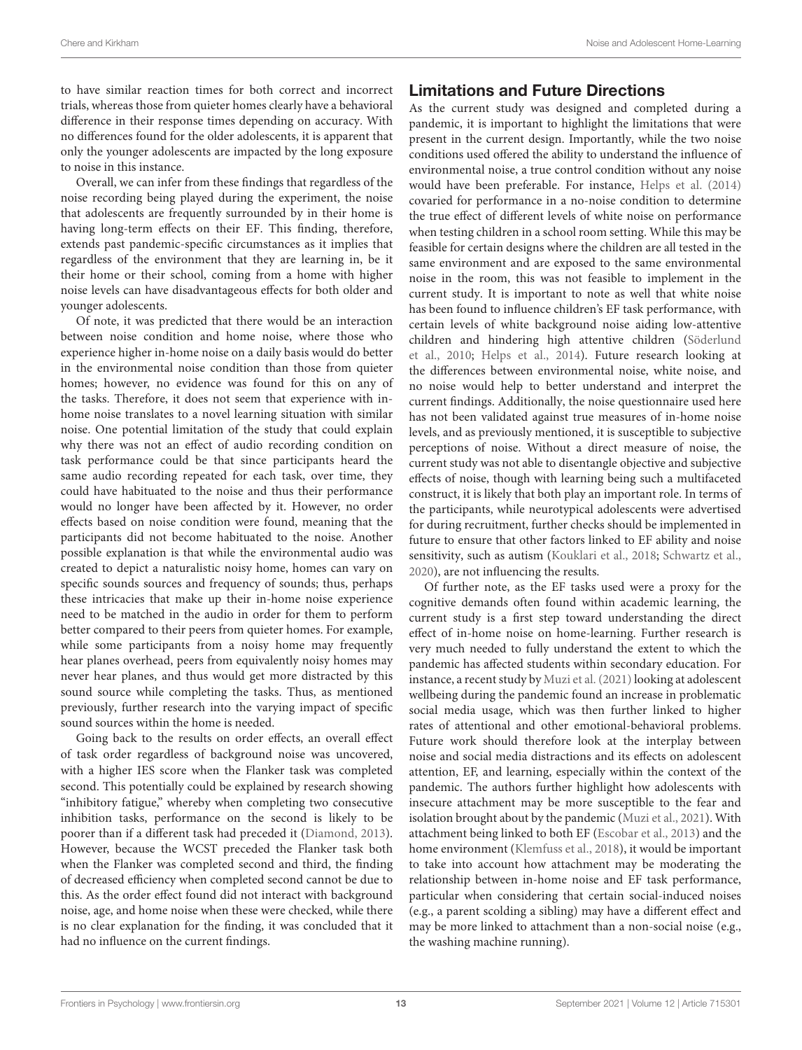to have similar reaction times for both correct and incorrect trials, whereas those from quieter homes clearly have a behavioral difference in their response times depending on accuracy. With no differences found for the older adolescents, it is apparent that only the younger adolescents are impacted by the long exposure to noise in this instance.

Overall, we can infer from these findings that regardless of the noise recording being played during the experiment, the noise that adolescents are frequently surrounded by in their home is having long-term effects on their EF. This finding, therefore, extends past pandemic-specific circumstances as it implies that regardless of the environment that they are learning in, be it their home or their school, coming from a home with higher noise levels can have disadvantageous effects for both older and younger adolescents.

Of note, it was predicted that there would be an interaction between noise condition and home noise, where those who experience higher in-home noise on a daily basis would do better in the environmental noise condition than those from quieter homes; however, no evidence was found for this on any of the tasks. Therefore, it does not seem that experience with in-home noise translates to a novel learning situation with similar noise. One potential limitation of the study that could explain why there was not an effect of audio recording condition on task performance could be that since participants heard the same audio recording repeated for each task, over time, they could have habituated to the noise and thus their performance would no longer have been affected by it. However, no order effects based on noise condition were found, meaning that the participants did not become habituated to the noise. Another possible explanation is that while the environmental audio was created to depict a naturalistic noisy home, homes can vary on specific sounds sources and frequency of sounds; thus, perhaps these intricacies that make up their in-home noise experience need to be matched in the audio in order for them to perform better compared to their peers from quieter homes. For example, while some participants from a noisy home may frequently hear planes overhead, peers from equivalently noisy homes may never hear planes, and thus would get more distracted by this sound source while completing the tasks. Thus, as mentioned previously, further research into the varying impact of specific sound sources within the home is needed.

Going back to the results on order effects, an overall effect of task order regardless of background noise was uncovered, with a higher IES score when the Flanker task was completed second. This potentially could be explained by research showing "inhibitory fatigue," whereby when completing two consecutive inhibition tasks, performance on the second is likely to be poorer than if a different task had preceded it (Diamond, 2013). However, because the WCST preceded the Flanker task both when the Flanker was completed second and third, the finding of decreased efficiency when completed second cannot be due to this. As the order effect found did not interact with background noise, age, and home noise when these were checked, while there is no clear explanation for the finding, it was concluded that it had no influence on the current findings.

## Limitations and Future Directions

As the current study was designed and completed during a pandemic, it is important to highlight the limitations that were present in the current design. Importantly, while the two noise conditions used offered the ability to understand the influence of environmental noise, a true control condition without any noise would have been preferable. For instance, Helps et al. (2014) covaried for performance in a no-noise condition to determine the true effect of different levels of white noise on performance when testing children in a school room setting. While this may be feasible for certain designs where the children are all tested in the same environment and are exposed to the same environmental noise in the room, this was not feasible to implement in the current study. It is important to note as well that white noise has been found to influence children's EF task performance, with certain levels of white background noise aiding low-attentive children and hindering high attentive children (Söderlund et al., 2010; Helps et al., 2014). Future research looking at the differences between environmental noise, white noise, and no noise would help to better understand and interpret the current findings. Additionally, the noise questionnaire used here has not been validated against true measures of in-home noise levels, and as previously mentioned, it is susceptible to subjective perceptions of noise. Without a direct measure of noise, the current study was not able to disentangle objective and subjective effects of noise, though with learning being such a multifaceted construct, it is likely that both play an important role. In terms of the participants, while neurotypical adolescents were advertised for during recruitment, further checks should be implemented in future to ensure that other factors linked to EF ability and noise sensitivity, such as autism (Kouklari et al., 2018; Schwartz et al., 2020), are not influencing the results.

Of further note, as the EF tasks used were a proxy for the cognitive demands often found within academic learning, the current study is a first step toward understanding the direct effect of in-home noise on home-learning. Further research is very much needed to fully understand the extent to which the pandemic has affected students within secondary education. For instance, a recent study by Muzi et al. (2021) looking at adolescent wellbeing during the pandemic found an increase in problematic social media usage, which was then further linked to higher rates of attentional and other emotional-behavioral problems. Future work should therefore look at the interplay between noise and social media distractions and its effects on adolescent attention, EF, and learning, especially within the context of the pandemic. The authors further highlight how adolescents with insecure attachment may be more susceptible to the fear and isolation brought about by the pandemic (Muzi et al., 2021). With attachment being linked to both EF (Escobar et al., 2013) and the home environment (Klemfuss et al., 2018), it would be important to take into account how attachment may be moderating the relationship between in-home noise and EF task performance, particular when considering that certain social-induced noises (e.g., a parent scolding a sibling) may have a different effect and may be more linked to attachment than a non-social noise (e.g., the washing machine running).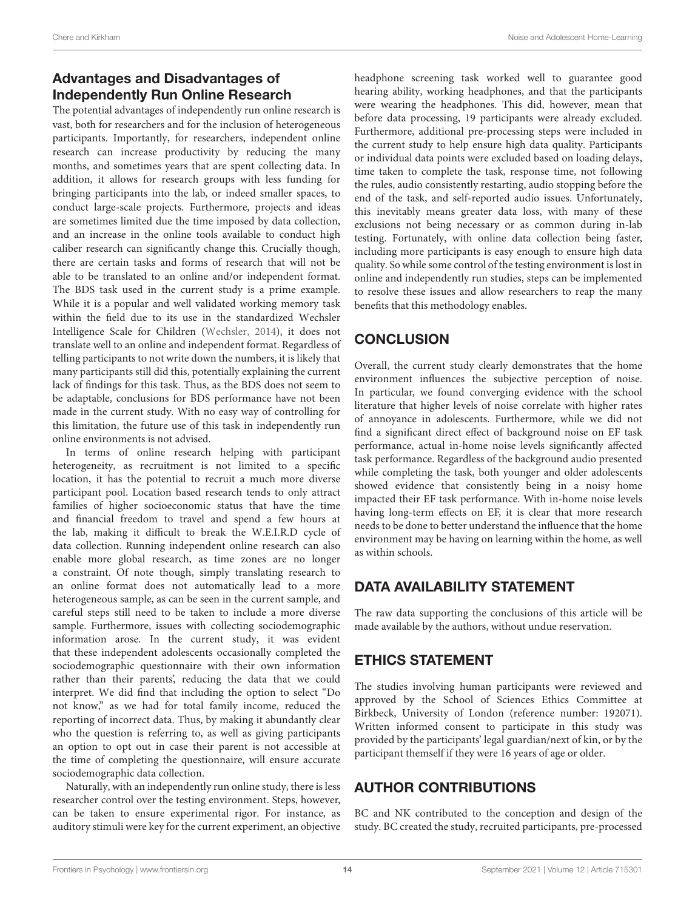## Advantages and Disadvantages of Independently Run Online Research

The potential advantages of independently run online research is vast, both for researchers and for the inclusion of heterogeneous participants. Importantly, for researchers, independent online research can increase productivity by reducing the many months, and sometimes years that are spent collecting data. In addition, it allows for research groups with less funding for bringing participants into the lab, or indeed smaller spaces, to conduct large-scale projects. Furthermore, projects and ideas are sometimes limited due the time imposed by data collection, and an increase in the online tools available to conduct high caliber research can significantly change this. Crucially though, there are certain tasks and forms of research that will not be able to be translated to an online and/or independent format. The BDS task used in the current study is a prime example. While it is a popular and well validated working memory task within the field due to its use in the standardized Wechsler Intelligence Scale for Children (Wechsler, 2014), it does not translate well to an online and independent format. Regardless of telling participants to not write down the numbers, it is likely that many participants still did this, potentially explaining the current lack of findings for this task. Thus, as the BDS does not seem to be adaptable, conclusions for BDS performance have not been made in the current study. With no easy way of controlling for this limitation, the future use of this task in independently run online environments is not advised.

In terms of online research helping with participant heterogeneity, as recruitment is not limited to a specific location, it has the potential to recruit a much more diverse participant pool. Location based research tends to only attract families of higher socioeconomic status that have the time and financial freedom to travel and spend a few hours at the lab, making it difficult to break the W.E.I.R.D cycle of data collection. Running independent online research can also enable more global research, as time zones are no longer a constraint. Of note though, simply translating research to an online format does not automatically lead to a more heterogeneous sample, as can be seen in the current sample, and careful steps still need to be taken to include a more diverse sample. Furthermore, issues with collecting sociodemographic information arose. In the current study, it was evident that these independent adolescents occasionally completed the sociodemographic questionnaire with their own information rather than their parents', reducing the data that we could interpret. We did find that including the option to select "Do not know," as we had for total family income, reduced the reporting of incorrect data. Thus, by making it abundantly clear who the question is referring to, as well as giving participants an option to opt out in case their parent is not accessible at the time of completing the questionnaire, will ensure accurate sociodemographic data collection.

Naturally, with an independently run online study, there is less researcher control over the testing environment. Steps, however, can be taken to ensure experimental rigor. For instance, as auditory stimuli were key for the current experiment, an objective headphone screening task worked well to guarantee good hearing ability, working headphones, and that the participants were wearing the headphones. This did, however, mean that before data processing, 19 participants were already excluded. Furthermore, additional pre-processing steps were included in the current study to help ensure high data quality. Participants or individual data points were excluded based on loading delays, time taken to complete the task, response time, not following the rules, audio consistently restarting, audio stopping before the end of the task, and self-reported audio issues. Unfortunately, this inevitably means greater data loss, with many of these exclusions not being necessary or as common during in-lab testing. Fortunately, with online data collection being faster, including more participants is easy enough to ensure high data quality. So while some control of the testing environment is lost in online and independently run studies, steps can be implemented to resolve these issues and allow researchers to reap the many benefits that this methodology enables.

## CONCLUSION

Overall, the current study clearly demonstrates that the home environment influences the subjective perception of noise. In particular, we found converging evidence with the school literature that higher levels of noise correlate with higher rates of annoyance in adolescents. Furthermore, while we did not find a significant direct effect of background noise on EF task performance, actual in-home noise levels significantly affected task performance. Regardless of the background audio presented while completing the task, both younger and older adolescents showed evidence that consistently being in a noisy home impacted their EF task performance. With in-home noise levels having long-term effects on EF, it is clear that more research needs to be done to better understand the influence that the home environment may be having on learning within the home, as well as within schools.

## DATA AVAILABILITY STATEMENT

The raw data supporting the conclusions of this article will be made available by the authors, without undue reservation.

## ETHICS STATEMENT

The studies involving human participants were reviewed and approved by the School of Sciences Ethics Committee at Birkbeck, University of London (reference number: 192071). Written informed consent to participate in this study was provided by the participants' legal guardian/next of kin, or by the participant themself if they were 16 years of age or older.

## AUTHOR CONTRIBUTIONS

BC and NK contributed to the conception and design of the study. BC created the study, recruited participants, pre-processed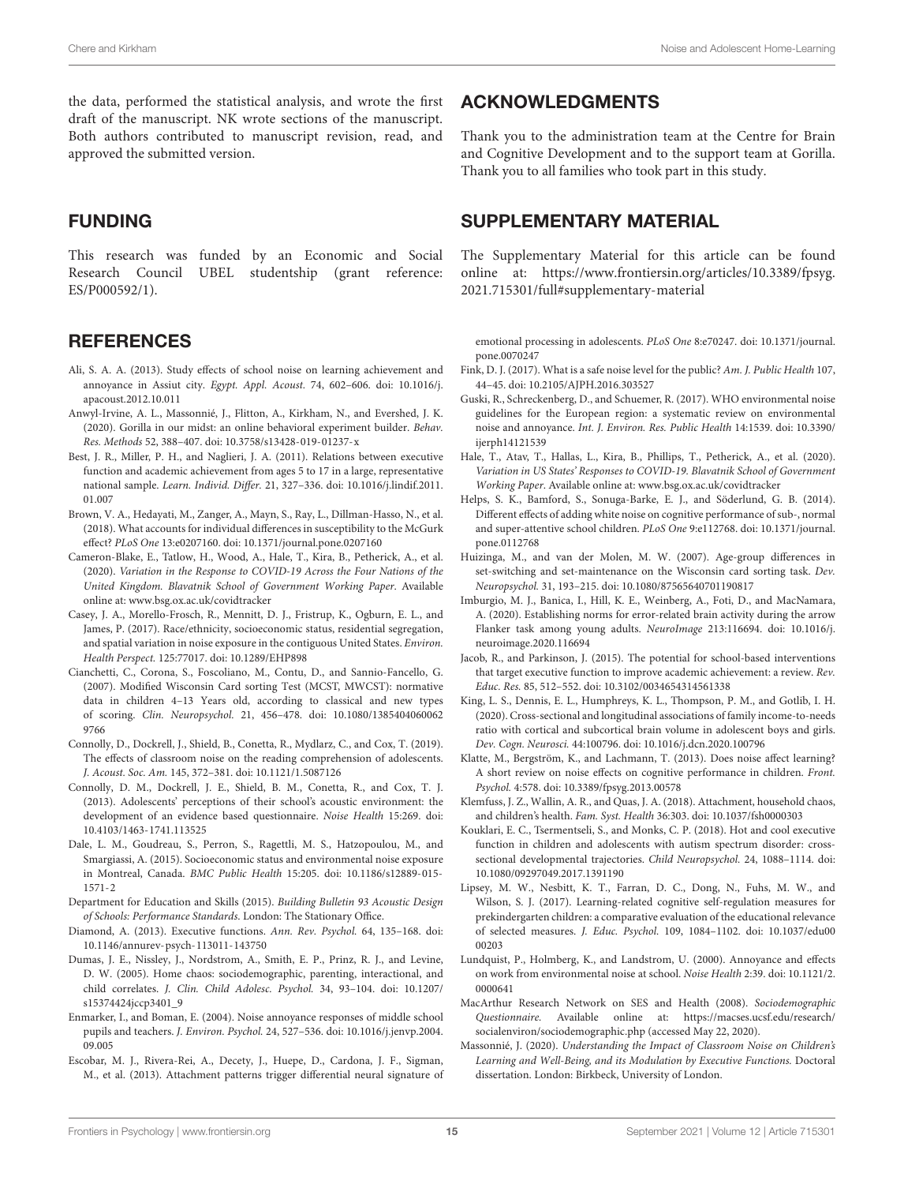the data, performed the statistical analysis, and wrote the first draft of the manuscript. NK wrote sections of the manuscript. Both authors contributed to manuscript revision, read, and approved the submitted version.

## FUNDING

This research was funded by an Economic and Social Research Council UBEL studentship (grant reference: ES/P000592/1).

## ACKNOWLEDGMENTS

Thank you to the administration team at the Centre for Brain and Cognitive Development and to the support team at Gorilla. Thank you to all families who took part in this study.

## SUPPLEMENTARY MATERIAL

The Supplementary Material for this article can be found online at: https://www.frontiersin.org/articles/10.3389/fpsyg.2021.715301/full#supplementary-material

## REFERENCES

Ali, S. A. A. (2013). Study effects of school noise on learning achievement and annoyance in Assiut city. *Egypt. Appl. Acoust.* 74, 602–606. doi: 10.1016/j.apacoust.2012.10.011

Anwyl-Irvine, A. L., Massonnié, J., Flitton, A., Kirkham, N., and Evershed, J. K. (2020). Gorilla in our midst: an online behavioral experiment builder. *Behav. Res. Methods* 52, 388–407. doi: 10.3758/s13428-019-01237-x

Best, J. R., Miller, P. H., and Naglieri, J. A. (2011). Relations between executive function and academic achievement from ages 5 to 17 in a large, representative national sample. *Learn. Individ. Differ.* 21, 327–336. doi: 10.1016/j.lindif.2011.01.007

Brown, V. A., Hedayati, M., Zanger, A., Mayn, S., Ray, L., Dillman-Hasso, N., et al. (2018). What accounts for individual differences in susceptibility to the McGurk effect? *PLoS One* 13:e0207160. doi: 10.1371/journal.pone.0207160

Cameron-Blake, E., Tatlow, H., Wood, A., Hale, T., Kira, B., Petherick, A., et al. (2020). *Variation in the Response to COVID-19 Across the Four Nations of the United Kingdom. Blavatnik School of Government Working Paper*. Available online at: www.bsg.ox.ac.uk/covidtracker

Casey, J. A., Morello-Frosch, R., Mennitt, D. J., Fristrup, K., Ogburn, E. L., and James, P. (2017). Race/ethnicity, socioeconomic status, residential segregation, and spatial variation in noise exposure in the contiguous United States. *Environ. Health Perspect.* 125:77017. doi: 10.1289/EHP898

Cianchetti, C., Corona, S., Foscoliano, M., Contu, D., and Sannio-Fancello, G. (2007). Modified Wisconsin Card sorting Test (MCST, MWCST): normative data in children 4–13 Years old, according to classical and new types of scoring. *Clin. Neuropsychol.* 21, 456–478. doi: 10.1080/13854040600629766

Connolly, D., Dockrell, J., Shield, B., Conetta, R., Mydlarz, C., and Cox, T. (2019). The effects of classroom noise on the reading comprehension of adolescents. *J. Acoust. Soc. Am.* 145, 372–381. doi: 10.1121/1.5087126

Connolly, D. M., Dockrell, J. E., Shield, B. M., Conetta, R., and Cox, T. J. (2013). Adolescents' perceptions of their school's acoustic environment: the development of an evidence based questionnaire. *Noise Health* 15:269. doi: 10.4103/1463-1741.113525

Dale, L. M., Goudreau, S., Perron, S., Ragettli, M. S., Hatzopoulou, M., and Smargiassi, A. (2015). Socioeconomic status and environmental noise exposure in Montreal, Canada. *BMC Public Health* 15:205. doi: 10.1186/s12889-015-1571-2

Department for Education and Skills (2015). *Building Bulletin 93 Acoustic Design of Schools: Performance Standards*. London: The Stationary Office.

Diamond, A. (2013). Executive functions. *Ann. Rev. Psychol.* 64, 135–168. doi: 10.1146/annurev-psych-113011-143750

Dumas, J. E., Nissley, J., Nordstrom, A., Smith, E. P., Prinz, R. J., and Levine, D. W. (2005). Home chaos: sociodemographic, parenting, interactional, and child correlates. *J. Clin. Child Adolesc. Psychol.* 34, 93–104. doi: 10.1207/s15374424jccp3401_9

Enmarker, I., and Boman, E. (2004). Noise annoyance responses of middle school pupils and teachers. *J. Environ. Psychol.* 24, 527–536. doi: 10.1016/j.jenvp.2004.09.005

Escobar, M. J., Rivera-Rei, A., Decety, J., Huepe, D., Cardona, J. F., Sigman, M., et al. (2013). Attachment patterns trigger differential neural signature of emotional processing in adolescents. *PLoS One* 8:e70247. doi: 10.1371/journal.pone.0070247

Fink, D. J. (2017). What is a safe noise level for the public? *Am. J. Public Health* 107, 44–45. doi: 10.2105/AJPH.2016.303527

Guski, R., Schreckenberg, D., and Schuemer, R. (2017). WHO environmental noise guidelines for the European region: a systematic review on environmental noise and annoyance. *Int. J. Environ. Res. Public Health* 14:1539. doi: 10.3390/ijerph14121539

Hale, T., Atav, T., Hallas, L., Kira, B., Phillips, T., Petherick, A., et al. (2020). *Variation in US States' Responses to COVID-19. Blavatnik School of Government Working Paper*. Available online at: www.bsg.ox.ac.uk/covidtracker

Helps, S. K., Bamford, S., Sonuga-Barke, E. J., and Söderlund, G. B. (2014). Different effects of adding white noise on cognitive performance of sub-, normal and super-attentive school children. *PLoS One* 9:e112768. doi: 10.1371/journal.pone.0112768

Huizinga, M., and van der Molen, M. W. (2007). Age-group differences in set-switching and set-maintenance on the Wisconsin card sorting task. *Dev. Neuropsychol.* 31, 193–215. doi: 10.1080/87565640701190817

Imburgio, M. J., Banica, I., Hill, K. E., Weinberg, A., Foti, D., and MacNamara, A. (2020). Establishing norms for error-related brain activity during the arrow Flanker task among young adults. *NeuroImage* 213:116694. doi: 10.1016/j.neuroimage.2020.116694

Jacob, R., and Parkinson, J. (2015). The potential for school-based interventions that target executive function to improve academic achievement: a review. *Rev. Educ. Res.* 85, 512–552. doi: 10.3102/0034654314561338

King, L. S., Dennis, E. L., Humphreys, K. L., Thompson, P. M., and Gotlib, I. H. (2020). Cross-sectional and longitudinal associations of family income-to-needs ratio with cortical and subcortical brain volume in adolescent boys and girls. *Dev. Cogn. Neurosci.* 44:100796. doi: 10.1016/j.dcn.2020.100796

Klatte, M., Bergström, K., and Lachmann, T. (2013). Does noise affect learning? A short review on noise effects on cognitive performance in children. *Front. Psychol.* 4:578. doi: 10.3389/fpsyg.2013.00578

Klemfuss, J. Z., Wallin, A. R., and Quas, J. A. (2018). Attachment, household chaos, and children's health. *Fam. Syst. Health* 36:303. doi: 10.1037/fsh0000303

Kouklari, E. C., Tsermentseli, S., and Monks, C. P. (2018). Hot and cool executive function in children and adolescents with autism spectrum disorder: cross-sectional developmental trajectories. *Child Neuropsychol.* 24, 1088–1114. doi: 10.1080/09297049.2017.1391190

Lipsey, M. W., Nesbitt, K. T., Farran, D. C., Dong, N., Fuhs, M. W., and Wilson, S. J. (2017). Learning-related cognitive self-regulation measures for prekindergarten children: a comparative evaluation of the educational relevance of selected measures. *J. Educ. Psychol.* 109, 1084–1102. doi: 10.1037/edu0000203

Lundquist, P., Holmberg, K., and Landstrom, U. (2000). Annoyance and effects on work from environmental noise at school. *Noise Health* 2:39. doi: 10.1121/2.0000641

MacArthur Research Network on SES and Health (2008). *Sociodemographic Questionnaire*. Available online at: https://macses.ucsf.edu/research/socialenviron/sociodemographic.php (accessed May 22, 2020).

Massonnié, J. (2020). *Understanding the Impact of Classroom Noise on Children's Learning and Well-Being, and its Modulation by Executive Functions*. Doctoral dissertation. London: Birkbeck, University of London.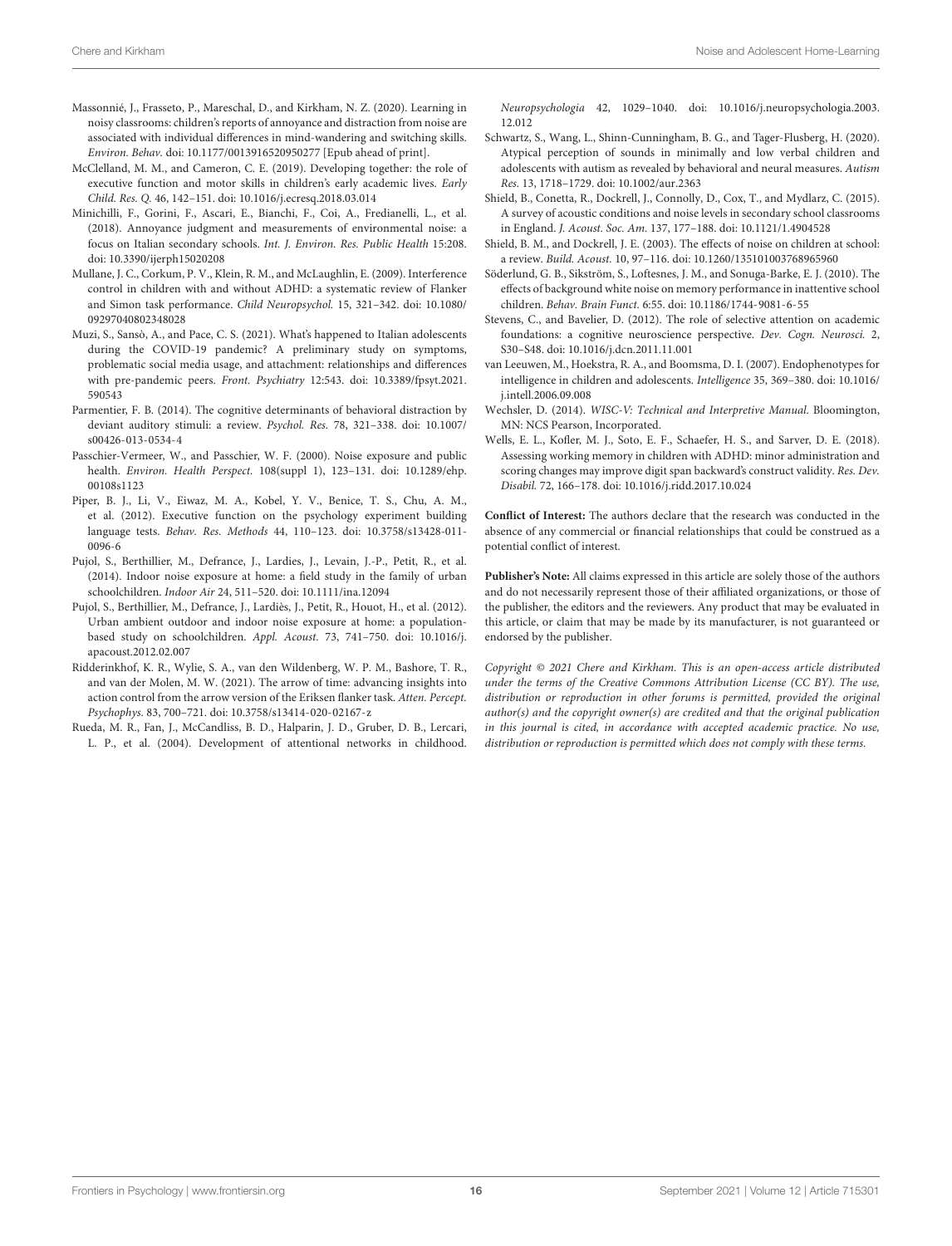Massonnié, J., Frasseto, P., Mareschal, D., and Kirkham, N. Z. (2020). Learning in noisy classrooms: children's reports of annoyance and distraction from noise are associated with individual differences in mind-wandering and switching skills. *Environ. Behav.* doi: 10.1177/0013916520950277 [Epub ahead of print].

McClelland, M. M., and Cameron, C. E. (2019). Developing together: the role of executive function and motor skills in children's early academic lives. *Early Child. Res. Q.* 46, 142–151. doi: 10.1016/j.ecresq.2018.03.014

Minichilli, F., Gorini, F., Ascari, E., Bianchi, F., Coi, A., Fredianelli, L., et al. (2018). Annoyance judgment and measurements of environmental noise: a focus on Italian secondary schools. *Int. J. Environ. Res. Public Health* 15:208. doi: 10.3390/ijerph15020208

Mullane, J. C., Corkum, P. V., Klein, R. M., and McLaughlin, E. (2009). Interference control in children with and without ADHD: a systematic review of Flanker and Simon task performance. *Child Neuropsychol.* 15, 321–342. doi: 10.1080/09297040802348028

Muzi, S., Sansò, A., and Pace, C. S. (2021). What's happened to Italian adolescents during the COVID-19 pandemic? A preliminary study on symptoms, problematic social media usage, and attachment: relationships and differences with pre-pandemic peers. *Front. Psychiatry* 12:543. doi: 10.3389/fpsyt.2021.590543

Parmentier, F. B. (2014). The cognitive determinants of behavioral distraction by deviant auditory stimuli: a review. *Psychol. Res.* 78, 321–338. doi: 10.1007/s00426-013-0534-4

Passchier-Vermeer, W., and Passchier, W. F. (2000). Noise exposure and public health. *Environ. Health Perspect.* 108(suppl 1), 123–131. doi: 10.1289/ehp.00108s1123

Piper, B. J., Li, V., Eiwaz, M. A., Kobel, Y. V., Benice, T. S., Chu, A. M., et al. (2012). Executive function on the psychology experiment building language tests. *Behav. Res. Methods* 44, 110–123. doi: 10.3758/s13428-011-0096-6

Pujol, S., Berthillier, M., Defrance, J., Lardies, J., Levain, J.-P., Petit, R., et al. (2014). Indoor noise exposure at home: a field study in the family of urban schoolchildren. *Indoor Air* 24, 511–520. doi: 10.1111/ina.12094

Pujol, S., Berthillier, M., Defrance, J., Lardiès, J., Petit, R., Houot, H., et al. (2012). Urban ambient outdoor and indoor noise exposure at home: a population-based study on schoolchildren. *Appl. Acoust.* 73, 741–750. doi: 10.1016/j.apacoust.2012.02.007

Ridderinkhof, K. R., Wylie, S. A., van den Wildenberg, W. P. M., Bashore, T. R., and van der Molen, M. W. (2021). The arrow of time: advancing insights into action control from the arrow version of the Eriksen flanker task. *Atten. Percept. Psychophys.* 83, 700–721. doi: 10.3758/s13414-020-02167-z

Rueda, M. R., Fan, J., McCandliss, B. D., Halparin, J. D., Gruber, D. B., Lercari, L. P., et al. (2004). Development of attentional networks in childhood. *Neuropsychologia* 42, 1029–1040. doi: 10.1016/j.neuropsychologia.2003.12.012

Schwartz, S., Wang, L., Shinn-Cunningham, B. G., and Tager-Flusberg, H. (2020). Atypical perception of sounds in minimally and low verbal children and adolescents with autism as revealed by behavioral and neural measures. *Autism Res.* 13, 1718–1729. doi: 10.1002/aur.2363

Shield, B., Conetta, R., Dockrell, J., Connolly, D., Cox, T., and Mydlarz, C. (2015). A survey of acoustic conditions and noise levels in secondary school classrooms in England. *J. Acoust. Soc. Am.* 137, 177–188. doi: 10.1121/1.4904528

Shield, B. M., and Dockrell, J. E. (2003). The effects of noise on children at school: a review. *Build. Acoust.* 10, 97–116. doi: 10.1260/135101003768965960

Söderlund, G. B., Sikström, S., Loftesnes, J. M., and Sonuga-Barke, E. J. (2010). The effects of background white noise on memory performance in inattentive school children. *Behav. Brain Funct.* 6:55. doi: 10.1186/1744-9081-6-55

Stevens, C., and Bavelier, D. (2012). The role of selective attention on academic foundations: a cognitive neuroscience perspective. *Dev. Cogn. Neurosci.* 2, S30–S48. doi: 10.1016/j.dcn.2011.11.001

van Leeuwen, M., Hoekstra, R. A., and Boomsma, D. I. (2007). Endophenotypes for intelligence in children and adolescents. *Intelligence* 35, 369–380. doi: 10.1016/j.intell.2006.09.008

Wechsler, D. (2014). *WISC-V: Technical and Interpretive Manual.* Bloomington, MN: NCS Pearson, Incorporated.

Wells, E. L., Kofler, M. J., Soto, E. F., Schaefer, H. S., and Sarver, D. E. (2018). Assessing working memory in children with ADHD: minor administration and scoring changes may improve digit span backward's construct validity. *Res. Dev. Disabil.* 72, 166–178. doi: 10.1016/j.ridd.2017.10.024

**Conflict of Interest:** The authors declare that the research was conducted in the absence of any commercial or financial relationships that could be construed as a potential conflict of interest.

**Publisher's Note:** All claims expressed in this article are solely those of the authors and do not necessarily represent those of their affiliated organizations, or those of the publisher, the editors and the reviewers. Any product that may be evaluated in this article, or claim that may be made by its manufacturer, is not guaranteed or endorsed by the publisher.

*Copyright © 2021 Chere and Kirkham. This is an open-access article distributed under the terms of the Creative Commons Attribution License (CC BY). The use, distribution or reproduction in other forums is permitted, provided the original author(s) and the copyright owner(s) are credited and that the original publication in this journal is cited, in accordance with accepted academic practice. No use, distribution or reproduction is permitted which does not comply with these terms.*